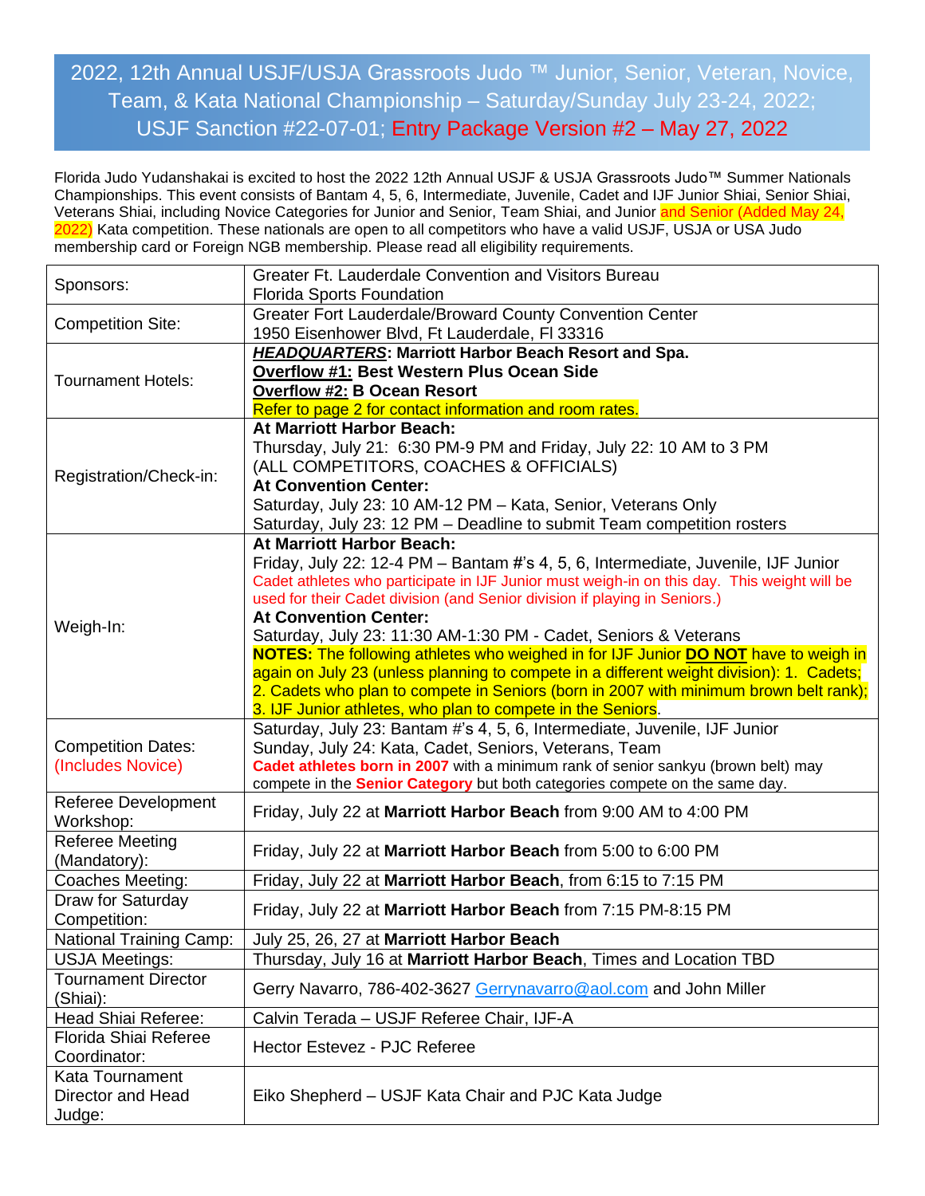# 2022, 12th Annual USJF/USJA Grassroots Judo ™ Junior, Senior, Veteran, Novice, Team, & Kata National Championship – Saturday/Sunday July 23-24, 2022; USJF Sanction #22-07-01; Entry Package Version #2 – May 27, 2022

Florida Judo Yudanshakai is excited to host the 2022 12th Annual USJF & USJA Grassroots Judo™ Summer Nationals Championships. This event consists of Bantam 4, 5, 6, Intermediate, Juvenile, Cadet and IJF Junior Shiai, Senior Shiai, Veterans Shiai, including Novice Categories for Junior and Senior, Team Shiai, and Junior and Senior (Added May 24, 2022) Kata competition. These nationals are open to all competitors who have a valid USJF, USJA or USA Judo membership card or Foreign NGB membership. Please read all eligibility requirements.

| | |
|---|---|
| Sponsors: | Greater Ft. Lauderdale Convention and Visitors Bureau<br>Florida Sports Foundation |
| Competition Site: | Greater Fort Lauderdale/Broward County Convention Center<br>1950 Eisenhower Blvd, Ft Lauderdale, Fl 33316 |
| Tournament Hotels: | ***HEADQUARTERS*: Marriott Harbor Beach Resort and Spa.**<br>**Overflow #1: Best Western Plus Ocean Side**<br>**Overflow #2: B Ocean Resort**<br>Refer to page 2 for contact information and room rates. |
| Registration/Check-in: | **At Marriott Harbor Beach:**<br>Thursday, July 21: 6:30 PM-9 PM and Friday, July 22: 10 AM to 3 PM<br>(ALL COMPETITORS, COACHES & OFFICIALS)<br>**At Convention Center:**<br>Saturday, July 23: 10 AM-12 PM – Kata, Senior, Veterans Only<br>Saturday, July 23: 12 PM – Deadline to submit Team competition rosters |
| Weigh-In: | **At Marriott Harbor Beach:**<br>Friday, July 22: 12-4 PM – Bantam #'s 4, 5, 6, Intermediate, Juvenile, IJF Junior<br>Cadet athletes who participate in IJF Junior must weigh-in on this day. This weight will be used for their Cadet division (and Senior division if playing in Seniors.)<br>**At Convention Center:**<br>Saturday, July 23: 11:30 AM-1:30 PM - Cadet, Seniors & Veterans<br>**NOTES:** The following athletes who weighed in for IJF Junior **DO NOT** have to weigh in again on July 23 (unless planning to compete in a different weight division): 1. Cadets; 2. Cadets who plan to compete in Seniors (born in 2007 with minimum brown belt rank); 3. IJF Junior athletes, who plan to compete in the Seniors. |
| Competition Dates: (Includes Novice) | Saturday, July 23: Bantam #'s 4, 5, 6, Intermediate, Juvenile, IJF Junior<br>Sunday, July 24: Kata, Cadet, Seniors, Veterans, Team<br>**Cadet athletes born in 2007** with a minimum rank of senior sankyu (brown belt) may compete in the **Senior Category** but both categories compete on the same day. |
| Referee Development Workshop: | Friday, July 22 at **Marriott Harbor Beach** from 9:00 AM to 4:00 PM |
| Referee Meeting (Mandatory): | Friday, July 22 at **Marriott Harbor Beach** from 5:00 to 6:00 PM |
| Coaches Meeting: | Friday, July 22 at **Marriott Harbor Beach**, from 6:15 to 7:15 PM |
| Draw for Saturday Competition: | Friday, July 22 at **Marriott Harbor Beach** from 7:15 PM-8:15 PM |
| National Training Camp: | July 25, 26, 27 at **Marriott Harbor Beach** |
| USJA Meetings: | Thursday, July 16 at **Marriott Harbor Beach**, Times and Location TBD |
| Tournament Director (Shiai): | Gerry Navarro, 786-402-3627 Gerrynavarro@aol.com and John Miller |
| Head Shiai Referee: | Calvin Terada – USJF Referee Chair, IJF-A |
| Florida Shiai Referee Coordinator: | Hector Estevez - PJC Referee |
| Kata Tournament Director and Head Judge: | Eiko Shepherd – USJF Kata Chair and PJC Kata Judge |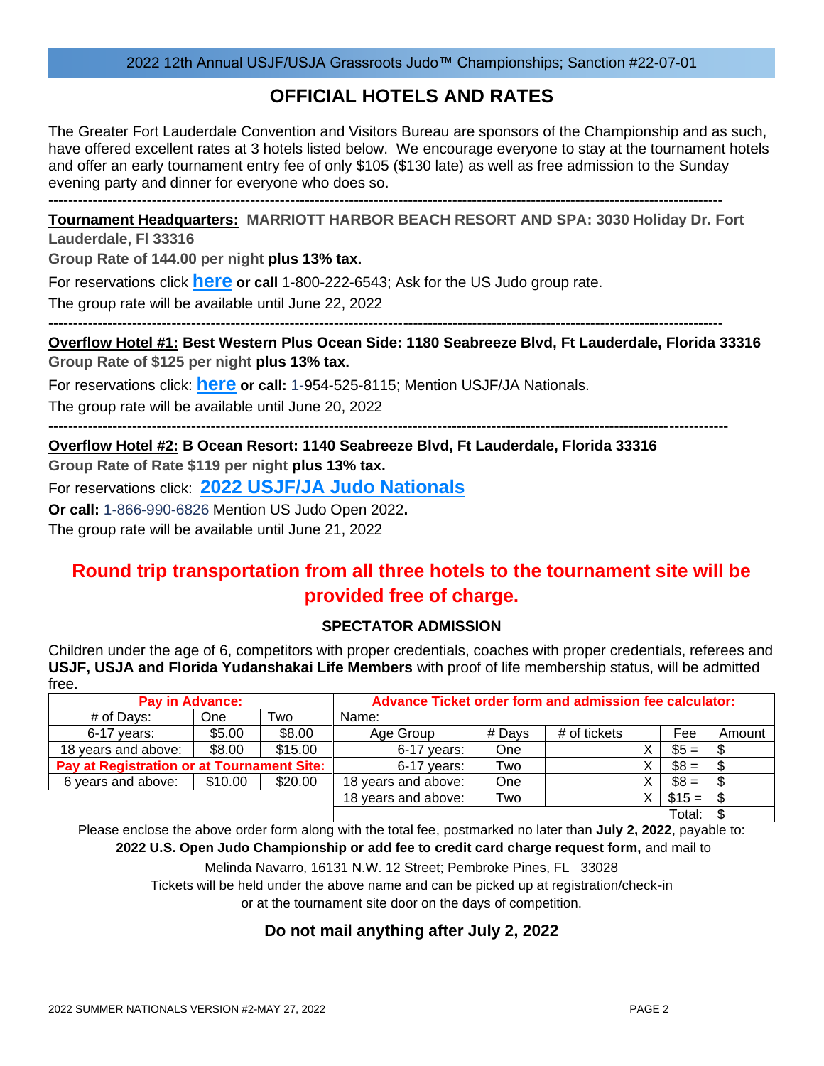# OFFICIAL HOTELS AND RATES

The Greater Fort Lauderdale Convention and Visitors Bureau are sponsors of the Championship and as such, have offered excellent rates at 3 hotels listed below. We encourage everyone to stay at the tournament hotels and offer an early tournament entry fee of only $105 ($130 late) as well as free admission to the Sunday evening party and dinner for everyone who does so.

---

**Tournament Headquarters:** **MARRIOTT HARBOR BEACH RESORT AND SPA: 3030 Holiday Dr. Fort Lauderdale, Fl 33316**

**Group Rate of 144.00 per night plus 13% tax.**

For reservations click **here** **or call** 1-800-222-6543; Ask for the US Judo group rate.

The group rate will be available until June 22, 2022

---

**Overflow Hotel #1: Best Western Plus Ocean Side: 1180 Seabreeze Blvd, Ft Lauderdale, Florida 33316**

**Group Rate of $125 per night plus 13% tax.**

For reservations click: **here** **or call:** 1-954-525-8115; Mention USJF/JA Nationals.

The group rate will be available until June 20, 2022

---

**Overflow Hotel #2: B Ocean Resort: 1140 Seabreeze Blvd, Ft Lauderdale, Florida 33316**

**Group Rate of Rate $119 per night plus 13% tax.**

For reservations click: **2022 USJF/JA Judo Nationals**

**Or call:** 1-866-990-6826 Mention US Judo Open 2022**.**

The group rate will be available until June 21, 2022

## Round trip transportation from all three hotels to the tournament site will be provided free of charge.

### SPECTATOR ADMISSION

Children under the age of 6, competitors with proper credentials, coaches with proper credentials, referees and **USJF, USJA and Florida Yudanshakai Life Members** with proof of life membership status, will be admitted free.

| **Pay in Advance:** | | |
|---|---|---|
| # of Days: | One | Two |
| 6-17 years: | $5.00 | $8.00 |
| 18 years and above: | $8.00 | $15.00 |
| **Pay at Registration or at Tournament Site:** | | |
| 6 years and above: | $10.00 | $20.00 |

| **Advance Ticket order form and admission fee calculator:** | | | | | |
|---|---|---|---|---|---|
| Name: | | | | | |
| Age Group | # Days | # of tickets | | Fee | Amount |
| 6-17 years: | One | | X | $5 = | $ |
| 6-17 years: | Two | | X | $8 = | $ |
| 18 years and above: | One | | X | $8 = | $ |
| 18 years and above: | Two | | X | $15 = | $ |
| | | | | Total: | $ |

Please enclose the above order form along with the total fee, postmarked no later than **July 2, 2022**, payable to: **2022 U.S. Open Judo Championship or add fee to credit card charge request form,** and mail to

Melinda Navarro, 16131 N.W. 12 Street; Pembroke Pines, FL 33028

Tickets will be held under the above name and can be picked up at registration/check-in or at the tournament site door on the days of competition.

### Do not mail anything after July 2, 2022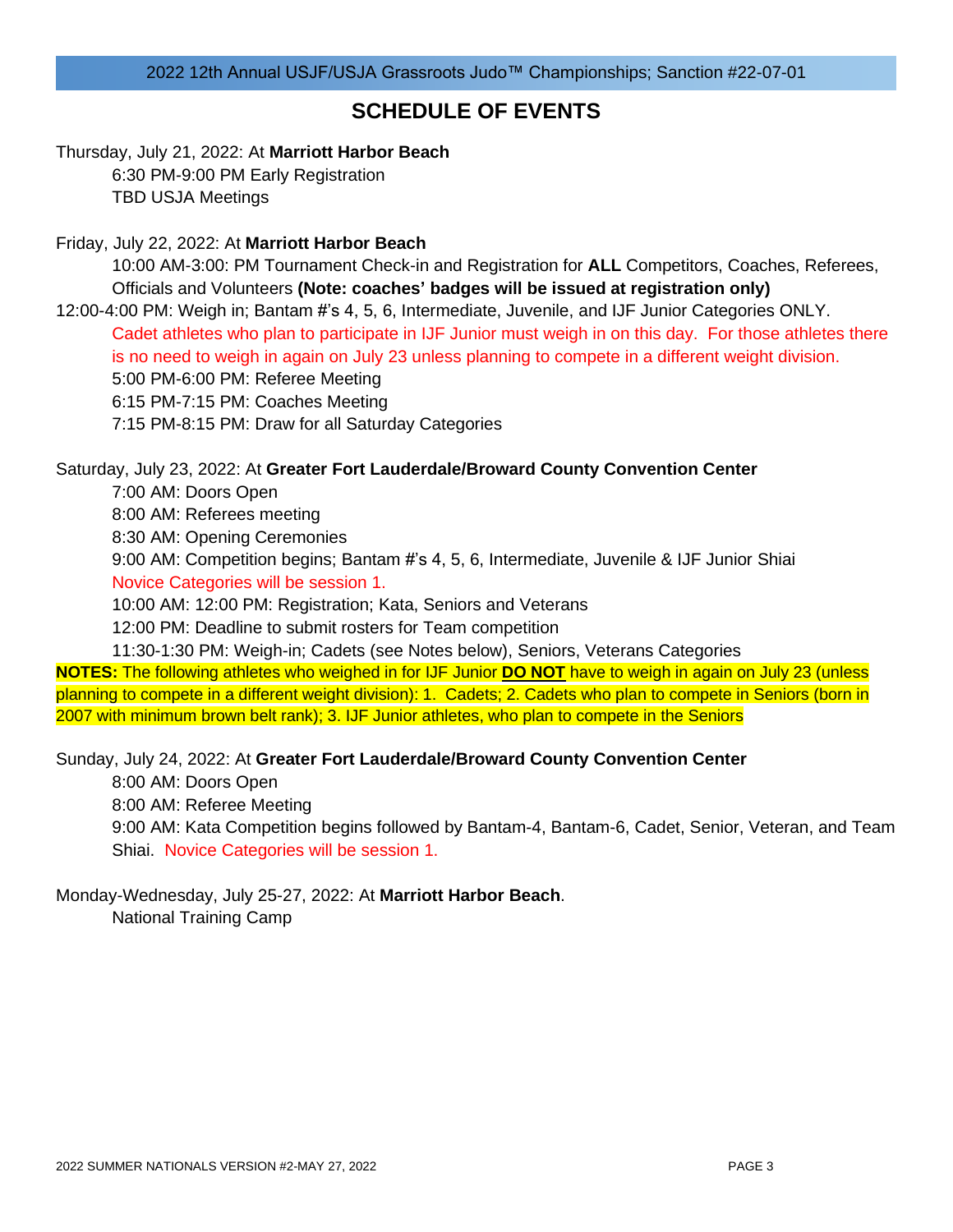## SCHEDULE OF EVENTS

Thursday, July 21, 2022: At **Marriott Harbor Beach**

6:30 PM-9:00 PM Early Registration

TBD USJA Meetings

Friday, July 22, 2022: At **Marriott Harbor Beach**

10:00 AM-3:00: PM Tournament Check-in and Registration for **ALL** Competitors, Coaches, Referees, Officials and Volunteers **(Note: coaches' badges will be issued at registration only)**

12:00-4:00 PM: Weigh in; Bantam #'s 4, 5, 6, Intermediate, Juvenile, and IJF Junior Categories ONLY.

Cadet athletes who plan to participate in IJF Junior must weigh in on this day. For those athletes there is no need to weigh in again on July 23 unless planning to compete in a different weight division.

5:00 PM-6:00 PM: Referee Meeting

6:15 PM-7:15 PM: Coaches Meeting

7:15 PM-8:15 PM: Draw for all Saturday Categories

Saturday, July 23, 2022: At **Greater Fort Lauderdale/Broward County Convention Center**

7:00 AM: Doors Open

8:00 AM: Referees meeting

8:30 AM: Opening Ceremonies

9:00 AM: Competition begins; Bantam #'s 4, 5, 6, Intermediate, Juvenile & IJF Junior Shiai

Novice Categories will be session 1.

10:00 AM: 12:00 PM: Registration; Kata, Seniors and Veterans

12:00 PM: Deadline to submit rosters for Team competition

11:30-1:30 PM: Weigh-in; Cadets (see Notes below), Seniors, Veterans Categories

**NOTES:** The following athletes who weighed in for IJF Junior **DO NOT** have to weigh in again on July 23 (unless planning to compete in a different weight division): 1. Cadets; 2. Cadets who plan to compete in Seniors (born in 2007 with minimum brown belt rank); 3. IJF Junior athletes, who plan to compete in the Seniors

Sunday, July 24, 2022: At **Greater Fort Lauderdale/Broward County Convention Center**

8:00 AM: Doors Open

8:00 AM: Referee Meeting

9:00 AM: Kata Competition begins followed by Bantam-4, Bantam-6, Cadet, Senior, Veteran, and Team Shiai. Novice Categories will be session 1.

Monday-Wednesday, July 25-27, 2022: At **Marriott Harbor Beach**.

National Training Camp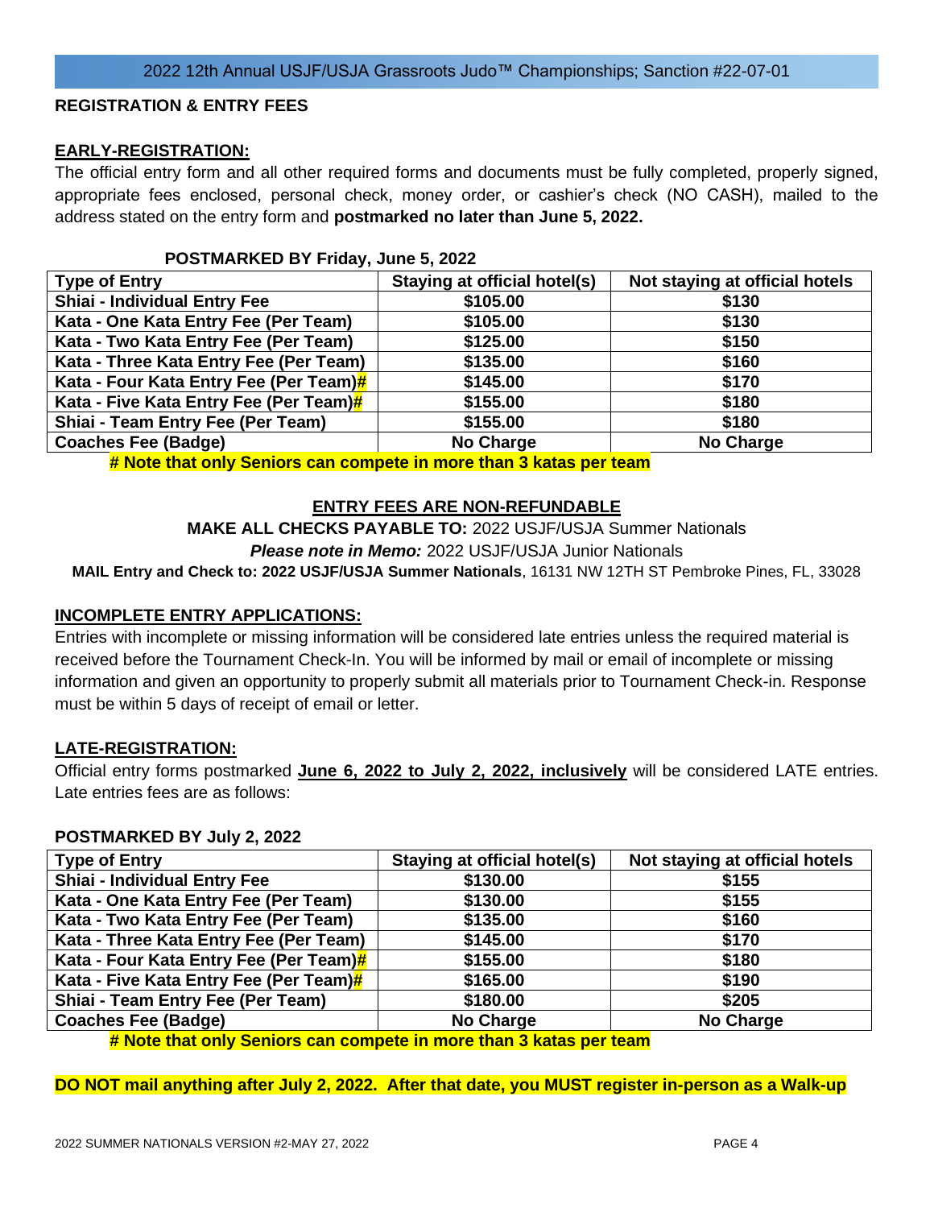## REGISTRATION & ENTRY FEES

### EARLY-REGISTRATION:

The official entry form and all other required forms and documents must be fully completed, properly signed, appropriate fees enclosed, personal check, money order, or cashier's check (NO CASH), mailed to the address stated on the entry form and **postmarked no later than June 5, 2022.**

**POSTMARKED BY Friday, June 5, 2022**

| Type of Entry | Staying at official hotel(s) | Not staying at official hotels |
|---|---|---|
| Shiai - Individual Entry Fee | $105.00 | $130 |
| Kata - One Kata Entry Fee (Per Team) | $105.00 | $130 |
| Kata - Two Kata Entry Fee (Per Team) | $125.00 | $150 |
| Kata - Three Kata Entry Fee (Per Team) | $135.00 | $160 |
| Kata - Four Kata Entry Fee (Per Team)# | $145.00 | $170 |
| Kata - Five Kata Entry Fee (Per Team)# | $155.00 | $180 |
| Shiai - Team Entry Fee (Per Team) | $155.00 | $180 |
| Coaches Fee (Badge) | No Charge | No Charge |

**# Note that only Seniors can compete in more than 3 katas per team**

**ENTRY FEES ARE NON-REFUNDABLE**

**MAKE ALL CHECKS PAYABLE TO:** 2022 USJF/USJA Summer Nationals

***Please note in Memo:*** 2022 USJF/USJA Junior Nationals

**MAIL Entry and Check to: 2022 USJF/USJA Summer Nationals**, 16131 NW 12TH ST Pembroke Pines, FL, 33028

### INCOMPLETE ENTRY APPLICATIONS:

Entries with incomplete or missing information will be considered late entries unless the required material is received before the Tournament Check-In. You will be informed by mail or email of incomplete or missing information and given an opportunity to properly submit all materials prior to Tournament Check-in. Response must be within 5 days of receipt of email or letter.

### LATE-REGISTRATION:

Official entry forms postmarked **June 6, 2022 to July 2, 2022, inclusively** will be considered LATE entries. Late entries fees are as follows:

**POSTMARKED BY July 2, 2022**

| Type of Entry | Staying at official hotel(s) | Not staying at official hotels |
|---|---|---|
| Shiai - Individual Entry Fee | $130.00 | $155 |
| Kata - One Kata Entry Fee (Per Team) | $130.00 | $155 |
| Kata - Two Kata Entry Fee (Per Team) | $135.00 | $160 |
| Kata - Three Kata Entry Fee (Per Team) | $145.00 | $170 |
| Kata - Four Kata Entry Fee (Per Team)# | $155.00 | $180 |
| Kata - Five Kata Entry Fee (Per Team)# | $165.00 | $190 |
| Shiai - Team Entry Fee (Per Team) | $180.00 | $205 |
| Coaches Fee (Badge) | No Charge | No Charge |

**# Note that only Seniors can compete in more than 3 katas per team**

**DO NOT mail anything after July 2, 2022. After that date, you MUST register in-person as a Walk-up**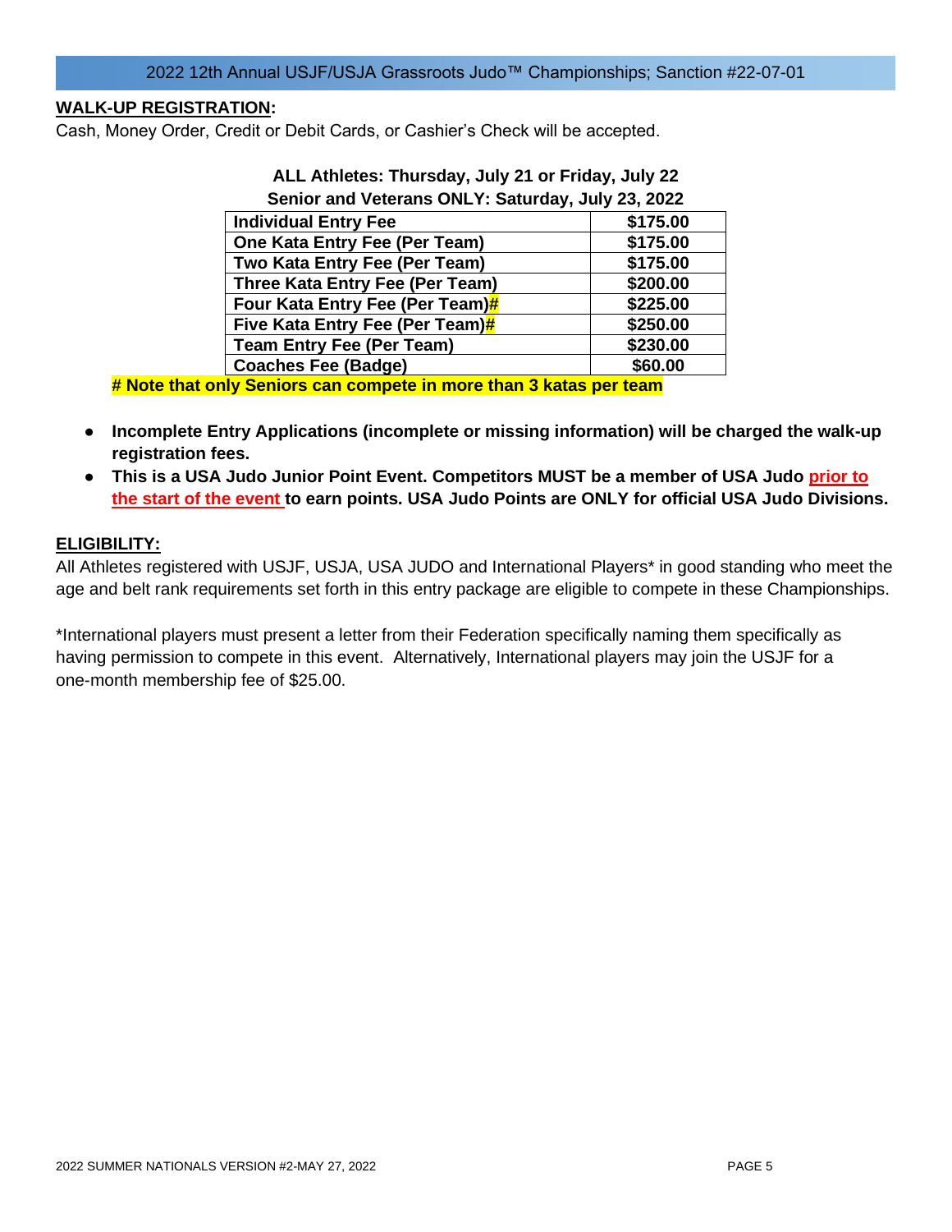## WALK-UP REGISTRATION:

Cash, Money Order, Credit or Debit Cards, or Cashier's Check will be accepted.

**ALL Athletes: Thursday, July 21 or Friday, July 22**
**Senior and Veterans ONLY: Saturday, July 23, 2022**

| | |
|---|---|
| **Individual Entry Fee** | **$175.00** |
| **One Kata Entry Fee (Per Team)** | **$175.00** |
| **Two Kata Entry Fee (Per Team)** | **$175.00** |
| **Three Kata Entry Fee (Per Team)** | **$200.00** |
| **Four Kata Entry Fee (Per Team)#** | **$225.00** |
| **Five Kata Entry Fee (Per Team)#** | **$250.00** |
| **Team Entry Fee (Per Team)** | **$230.00** |
| **Coaches Fee (Badge)** | **$60.00** |

**# Note that only Seniors can compete in more than 3 katas per team**

- **Incomplete Entry Applications (incomplete or missing information) will be charged the walk-up registration fees.**
- **This is a USA Judo Junior Point Event. Competitors MUST be a member of USA Judo prior to the start of the event to earn points. USA Judo Points are ONLY for official USA Judo Divisions.**

## ELIGIBILITY:

All Athletes registered with USJF, USJA, USA JUDO and International Players* in good standing who meet the age and belt rank requirements set forth in this entry package are eligible to compete in these Championships.

*International players must present a letter from their Federation specifically naming them specifically as having permission to compete in this event. Alternatively, International players may join the USJF for a one-month membership fee of $25.00.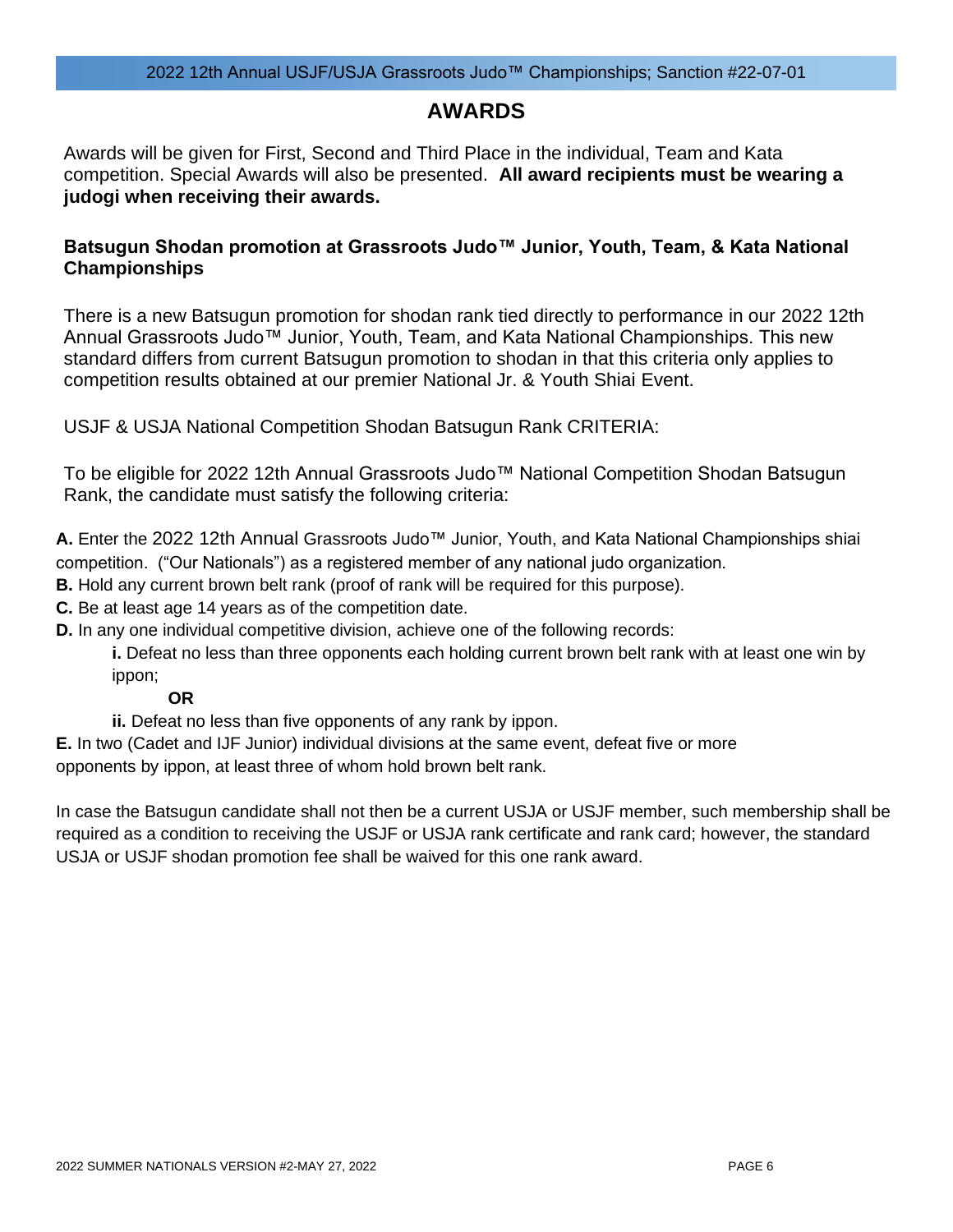## AWARDS

Awards will be given for First, Second and Third Place in the individual, Team and Kata competition. Special Awards will also be presented. **All award recipients must be wearing a judogi when receiving their awards.**

### Batsugun Shodan promotion at Grassroots Judo™ Junior, Youth, Team, & Kata National Championships

There is a new Batsugun promotion for shodan rank tied directly to performance in our 2022 12th Annual Grassroots Judo™ Junior, Youth, Team, and Kata National Championships. This new standard differs from current Batsugun promotion to shodan in that this criteria only applies to competition results obtained at our premier National Jr. & Youth Shiai Event.

USJF & USJA National Competition Shodan Batsugun Rank CRITERIA:

To be eligible for 2022 12th Annual Grassroots Judo™ National Competition Shodan Batsugun Rank, the candidate must satisfy the following criteria:

**A.** Enter the 2022 12th Annual Grassroots Judo™ Junior, Youth, and Kata National Championships shiai competition. ("Our Nationals") as a registered member of any national judo organization.
**B.** Hold any current brown belt rank (proof of rank will be required for this purpose).
**C.** Be at least age 14 years as of the competition date.
**D.** In any one individual competitive division, achieve one of the following records:

- **i.** Defeat no less than three opponents each holding current brown belt rank with at least one win by ippon;

  **OR**

- **ii.** Defeat no less than five opponents of any rank by ippon.

**E.** In two (Cadet and IJF Junior) individual divisions at the same event, defeat five or more opponents by ippon, at least three of whom hold brown belt rank.

In case the Batsugun candidate shall not then be a current USJA or USJF member, such membership shall be required as a condition to receiving the USJF or USJA rank certificate and rank card; however, the standard USJA or USJF shodan promotion fee shall be waived for this one rank award.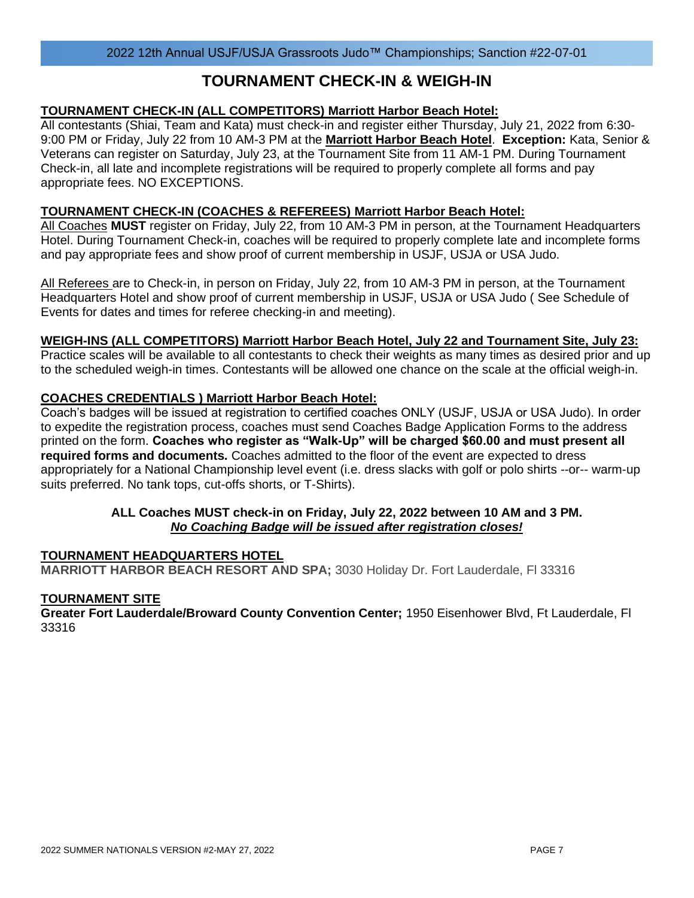# TOURNAMENT CHECK-IN & WEIGH-IN

**TOURNAMENT CHECK-IN (ALL COMPETITORS) Marriott Harbor Beach Hotel:**
All contestants (Shiai, Team and Kata) must check-in and register either Thursday, July 21, 2022 from 6:30-9:00 PM or Friday, July 22 from 10 AM-3 PM at the **Marriott Harbor Beach Hotel**. **Exception:** Kata, Senior & Veterans can register on Saturday, July 23, at the Tournament Site from 11 AM-1 PM. During Tournament Check-in, all late and incomplete registrations will be required to properly complete all forms and pay appropriate fees. NO EXCEPTIONS.

**TOURNAMENT CHECK-IN (COACHES & REFEREES) Marriott Harbor Beach Hotel:**
All Coaches **MUST** register on Friday, July 22, from 10 AM-3 PM in person, at the Tournament Headquarters Hotel. During Tournament Check-in, coaches will be required to properly complete late and incomplete forms and pay appropriate fees and show proof of current membership in USJF, USJA or USA Judo.

All Referees are to Check-in, in person on Friday, July 22, from 10 AM-3 PM in person, at the Tournament Headquarters Hotel and show proof of current membership in USJF, USJA or USA Judo ( See Schedule of Events for dates and times for referee checking-in and meeting).

**WEIGH-INS (ALL COMPETITORS) Marriott Harbor Beach Hotel, July 22 and Tournament Site, July 23:**
Practice scales will be available to all contestants to check their weights as many times as desired prior and up to the scheduled weigh-in times. Contestants will be allowed one chance on the scale at the official weigh-in.

**COACHES CREDENTIALS ) Marriott Harbor Beach Hotel:**
Coach's badges will be issued at registration to certified coaches ONLY (USJF, USJA or USA Judo). In order to expedite the registration process, coaches must send Coaches Badge Application Forms to the address printed on the form. **Coaches who register as "Walk-Up" will be charged $60.00 and must present all required forms and documents.** Coaches admitted to the floor of the event are expected to dress appropriately for a National Championship level event (i.e. dress slacks with golf or polo shirts --or-- warm-up suits preferred. No tank tops, cut-offs shorts, or T-Shirts).

**ALL Coaches MUST check-in on Friday, July 22, 2022 between 10 AM and 3 PM.**
***No Coaching Badge will be issued after registration closes!***

**TOURNAMENT HEADQUARTERS HOTEL**
**MARRIOTT HARBOR BEACH RESORT AND SPA;** 3030 Holiday Dr. Fort Lauderdale, Fl 33316

**TOURNAMENT SITE**
**Greater Fort Lauderdale/Broward County Convention Center;** 1950 Eisenhower Blvd, Ft Lauderdale, Fl 33316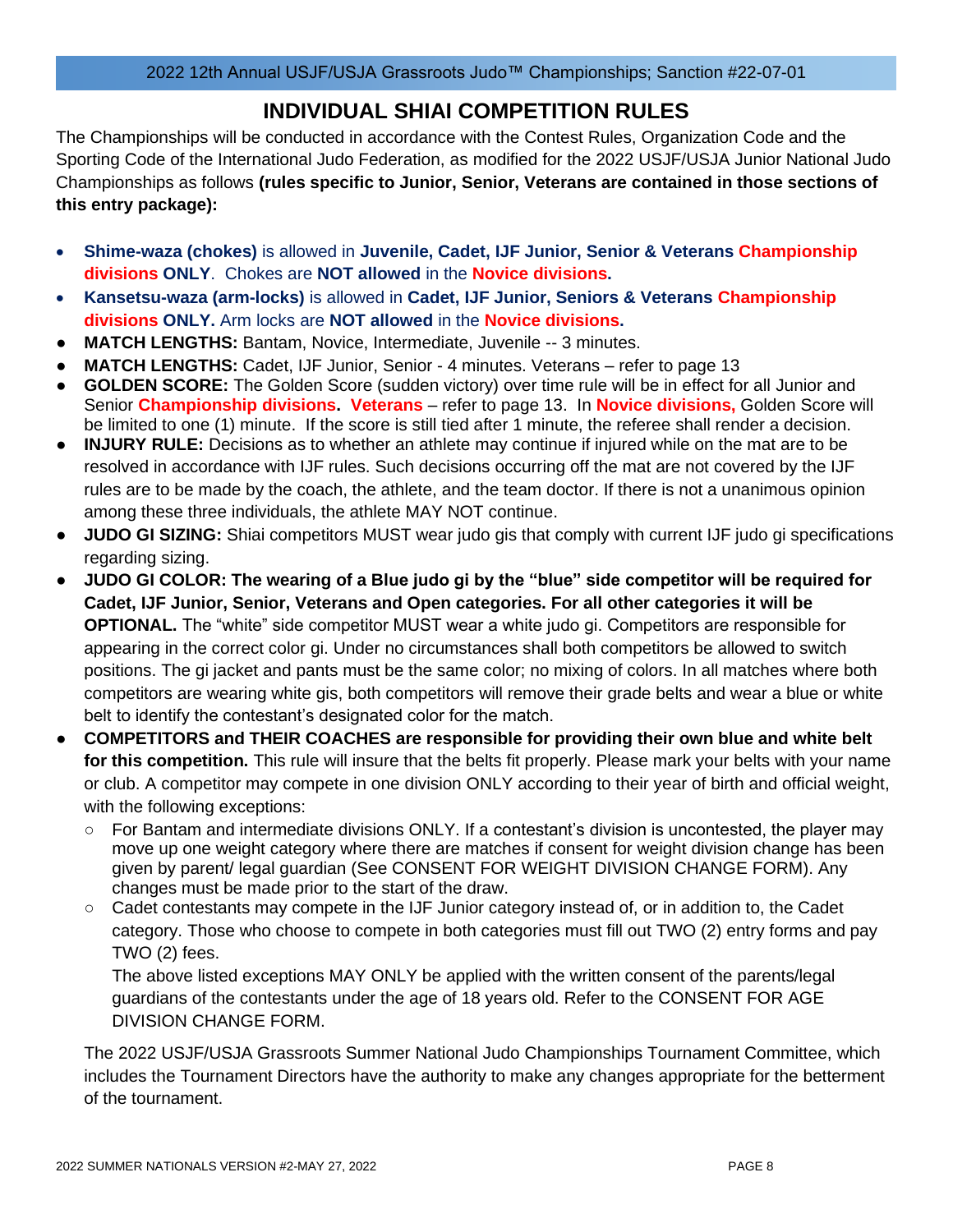# INDIVIDUAL SHIAI COMPETITION RULES

The Championships will be conducted in accordance with the Contest Rules, Organization Code and the Sporting Code of the International Judo Federation, as modified for the 2022 USJF/USJA Junior National Judo Championships as follows **(rules specific to Junior, Senior, Veterans are contained in those sections of this entry package):**

- **Shime-waza (chokes)** is allowed in **Juvenile, Cadet, IJF Junior, Senior & Veterans Championship divisions ONLY**. Chokes are **NOT allowed** in the **Novice divisions.**
- **Kansetsu-waza (arm-locks)** is allowed in **Cadet, IJF Junior, Seniors & Veterans Championship divisions ONLY.** Arm locks are **NOT allowed** in the **Novice divisions.**
- **MATCH LENGTHS:** Bantam, Novice, Intermediate, Juvenile -- 3 minutes.
- **MATCH LENGTHS:** Cadet, IJF Junior, Senior - 4 minutes. Veterans – refer to page 13
- **GOLDEN SCORE:** The Golden Score (sudden victory) over time rule will be in effect for all Junior and Senior **Championship divisions. Veterans** – refer to page 13. In **Novice divisions,** Golden Score will be limited to one (1) minute. If the score is still tied after 1 minute, the referee shall render a decision.
- **INJURY RULE:** Decisions as to whether an athlete may continue if injured while on the mat are to be resolved in accordance with IJF rules. Such decisions occurring off the mat are not covered by the IJF rules are to be made by the coach, the athlete, and the team doctor. If there is not a unanimous opinion among these three individuals, the athlete MAY NOT continue.
- **JUDO GI SIZING:** Shiai competitors MUST wear judo gis that comply with current IJF judo gi specifications regarding sizing.
- **JUDO GI COLOR: The wearing of a Blue judo gi by the "blue" side competitor will be required for Cadet, IJF Junior, Senior, Veterans and Open categories. For all other categories it will be OPTIONAL.** The "white" side competitor MUST wear a white judo gi. Competitors are responsible for appearing in the correct color gi. Under no circumstances shall both competitors be allowed to switch positions. The gi jacket and pants must be the same color; no mixing of colors. In all matches where both competitors are wearing white gis, both competitors will remove their grade belts and wear a blue or white belt to identify the contestant's designated color for the match.
- **COMPETITORS and THEIR COACHES are responsible for providing their own blue and white belt for this competition.** This rule will insure that the belts fit properly. Please mark your belts with your name or club. A competitor may compete in one division ONLY according to their year of birth and official weight, with the following exceptions:
  - For Bantam and intermediate divisions ONLY. If a contestant's division is uncontested, the player may move up one weight category where there are matches if consent for weight division change has been given by parent/ legal guardian (See CONSENT FOR WEIGHT DIVISION CHANGE FORM). Any changes must be made prior to the start of the draw.
  - Cadet contestants may compete in the IJF Junior category instead of, or in addition to, the Cadet category. Those who choose to compete in both categories must fill out TWO (2) entry forms and pay TWO (2) fees.

    The above listed exceptions MAY ONLY be applied with the written consent of the parents/legal guardians of the contestants under the age of 18 years old. Refer to the CONSENT FOR AGE DIVISION CHANGE FORM.

  The 2022 USJF/USJA Grassroots Summer National Judo Championships Tournament Committee, which includes the Tournament Directors have the authority to make any changes appropriate for the betterment of the tournament.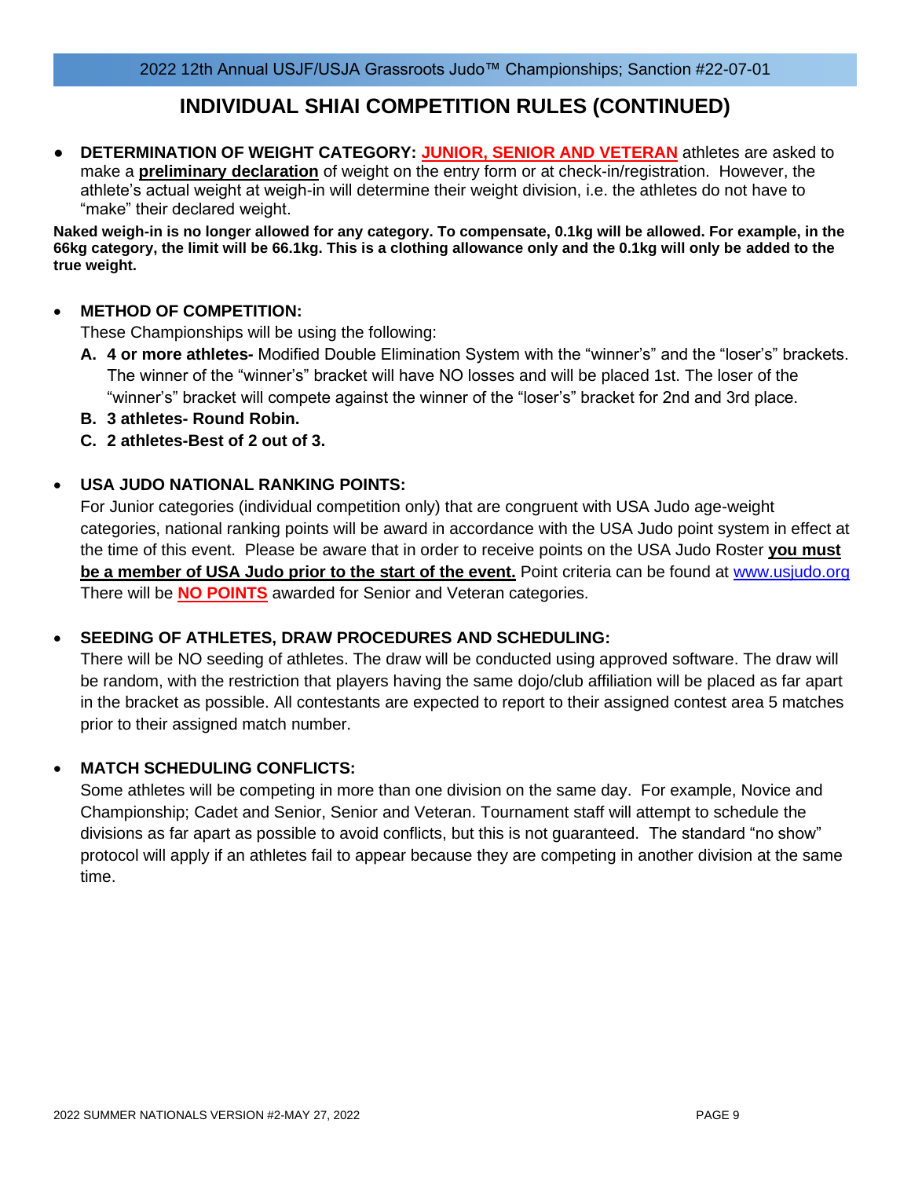## INDIVIDUAL SHIAI COMPETITION RULES (CONTINUED)

- **DETERMINATION OF WEIGHT CATEGORY:** **JUNIOR, SENIOR AND VETERAN** athletes are asked to make a **preliminary declaration** of weight on the entry form or at check-in/registration. However, the athlete's actual weight at weigh-in will determine their weight division, i.e. the athletes do not have to "make" their declared weight.

**Naked weigh-in is no longer allowed for any category. To compensate, 0.1kg will be allowed. For example, in the 66kg category, the limit will be 66.1kg. This is a clothing allowance only and the 0.1kg will only be added to the true weight.**

- **METHOD OF COMPETITION:**
  These Championships will be using the following:
  - **A. 4 or more athletes-** Modified Double Elimination System with the "winner's" and the "loser's" brackets. The winner of the "winner's" bracket will have NO losses and will be placed 1st. The loser of the "winner's" bracket will compete against the winner of the "loser's" bracket for 2nd and 3rd place.
  - **B. 3 athletes- Round Robin.**
  - **C. 2 athletes-Best of 2 out of 3.**

- **USA JUDO NATIONAL RANKING POINTS:**
  For Junior categories (individual competition only) that are congruent with USA Judo age-weight categories, national ranking points will be award in accordance with the USA Judo point system in effect at the time of this event. Please be aware that in order to receive points on the USA Judo Roster **you must be a member of USA Judo prior to the start of the event.** Point criteria can be found at www.usjudo.org There will be **NO POINTS** awarded for Senior and Veteran categories.

- **SEEDING OF ATHLETES, DRAW PROCEDURES AND SCHEDULING:**
  There will be NO seeding of athletes. The draw will be conducted using approved software. The draw will be random, with the restriction that players having the same dojo/club affiliation will be placed as far apart in the bracket as possible. All contestants are expected to report to their assigned contest area 5 matches prior to their assigned match number.

- **MATCH SCHEDULING CONFLICTS:**
  Some athletes will be competing in more than one division on the same day. For example, Novice and Championship; Cadet and Senior, Senior and Veteran. Tournament staff will attempt to schedule the divisions as far apart as possible to avoid conflicts, but this is not guaranteed. The standard "no show" protocol will apply if an athletes fail to appear because they are competing in another division at the same time.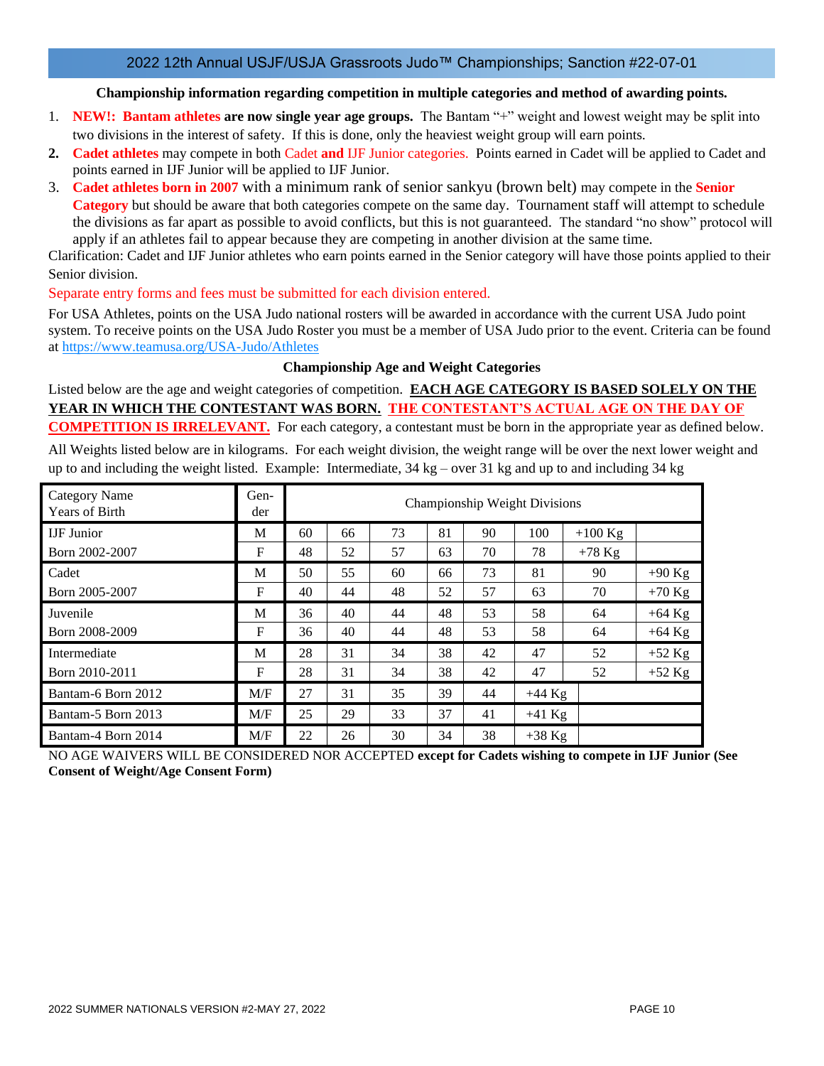## 2022 12th Annual USJF/USJA Grassroots Judo™ Championships; Sanction #22-07-01

**Championship information regarding competition in multiple categories and method of awarding points.**

1. **NEW!: Bantam athletes are now single year age groups.** The Bantam "+" weight and lowest weight may be split into two divisions in the interest of safety. If this is done, only the heaviest weight group will earn points.
2. **Cadet athletes** may compete in both Cadet **and** IJF Junior categories. Points earned in Cadet will be applied to Cadet and points earned in IJF Junior will be applied to IJF Junior.
3. **Cadet athletes born in 2007** with a minimum rank of senior sankyu (brown belt) may compete in the **Senior Category** but should be aware that both categories compete on the same day. Tournament staff will attempt to schedule the divisions as far apart as possible to avoid conflicts, but this is not guaranteed. The standard "no show" protocol will apply if an athletes fail to appear because they are competing in another division at the same time.

Clarification: Cadet and IJF Junior athletes who earn points earned in the Senior category will have those points applied to their Senior division.

Separate entry forms and fees must be submitted for each division entered.

For USA Athletes, points on the USA Judo national rosters will be awarded in accordance with the current USA Judo point system. To receive points on the USA Judo Roster you must be a member of USA Judo prior to the event. Criteria can be found at https://www.teamusa.org/USA-Judo/Athletes

**Championship Age and Weight Categories**

Listed below are the age and weight categories of competition. **EACH AGE CATEGORY IS BASED SOLELY ON THE YEAR IN WHICH THE CONTESTANT WAS BORN. THE CONTESTANT'S ACTUAL AGE ON THE DAY OF COMPETITION IS IRRELEVANT.** For each category, a contestant must be born in the appropriate year as defined below.

All Weights listed below are in kilograms. For each weight division, the weight range will be over the next lower weight and up to and including the weight listed. Example: Intermediate, 34 kg – over 31 kg and up to and including 34 kg

| Category Name Years of Birth | Gender | Championship Weight Divisions | | | | | | | |
|---|---|---|---|---|---|---|---|---|---|
| IJF Junior | M | 60 | 66 | 73 | 81 | 90 | 100 | +100 Kg | |
| Born 2002-2007 | F | 48 | 52 | 57 | 63 | 70 | 78 | +78 Kg | |
| Cadet | M | 50 | 55 | 60 | 66 | 73 | 81 | 90 | +90 Kg |
| Born 2005-2007 | F | 40 | 44 | 48 | 52 | 57 | 63 | 70 | +70 Kg |
| Juvenile | M | 36 | 40 | 44 | 48 | 53 | 58 | 64 | +64 Kg |
| Born 2008-2009 | F | 36 | 40 | 44 | 48 | 53 | 58 | 64 | +64 Kg |
| Intermediate | M | 28 | 31 | 34 | 38 | 42 | 47 | 52 | +52 Kg |
| Born 2010-2011 | F | 28 | 31 | 34 | 38 | 42 | 47 | 52 | +52 Kg |
| Bantam-6 Born 2012 | M/F | 27 | 31 | 35 | 39 | 44 | +44 Kg | | |
| Bantam-5 Born 2013 | M/F | 25 | 29 | 33 | 37 | 41 | +41 Kg | | |
| Bantam-4 Born 2014 | M/F | 22 | 26 | 30 | 34 | 38 | +38 Kg | | |

NO AGE WAIVERS WILL BE CONSIDERED NOR ACCEPTED **except for Cadets wishing to compete in IJF Junior (See Consent of Weight/Age Consent Form)**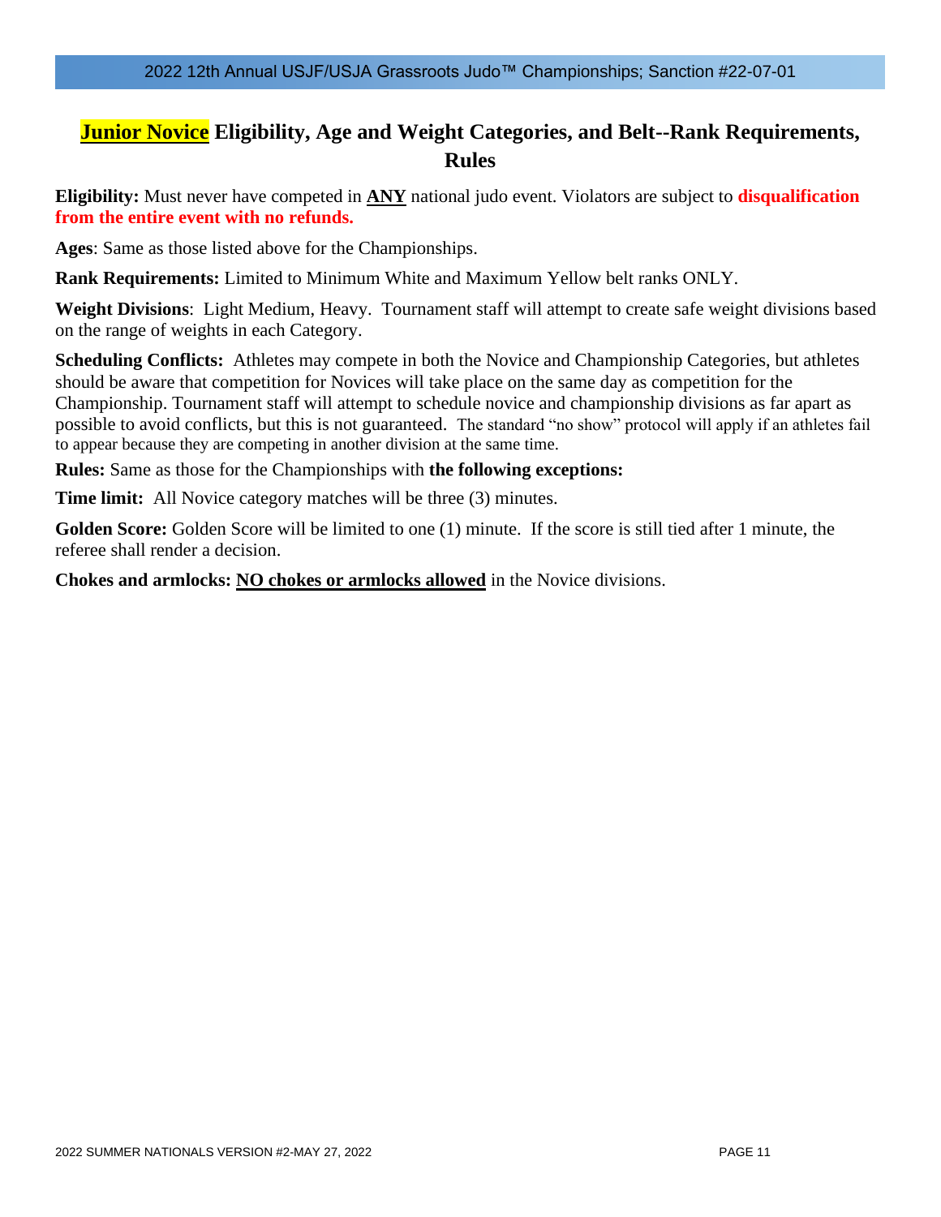## Junior Novice Eligibility, Age and Weight Categories, and Belt--Rank Requirements, Rules

**Eligibility:** Must never have competed in **ANY** national judo event. Violators are subject to **disqualification from the entire event with no refunds.**

**Ages**: Same as those listed above for the Championships.

**Rank Requirements:** Limited to Minimum White and Maximum Yellow belt ranks ONLY.

**Weight Divisions**: Light Medium, Heavy. Tournament staff will attempt to create safe weight divisions based on the range of weights in each Category.

**Scheduling Conflicts:** Athletes may compete in both the Novice and Championship Categories, but athletes should be aware that competition for Novices will take place on the same day as competition for the Championship. Tournament staff will attempt to schedule novice and championship divisions as far apart as possible to avoid conflicts, but this is not guaranteed. The standard "no show" protocol will apply if an athletes fail to appear because they are competing in another division at the same time.

**Rules:** Same as those for the Championships with **the following exceptions:**

**Time limit:** All Novice category matches will be three (3) minutes.

**Golden Score:** Golden Score will be limited to one (1) minute. If the score is still tied after 1 minute, the referee shall render a decision.

**Chokes and armlocks:** **NO chokes or armlocks allowed** in the Novice divisions.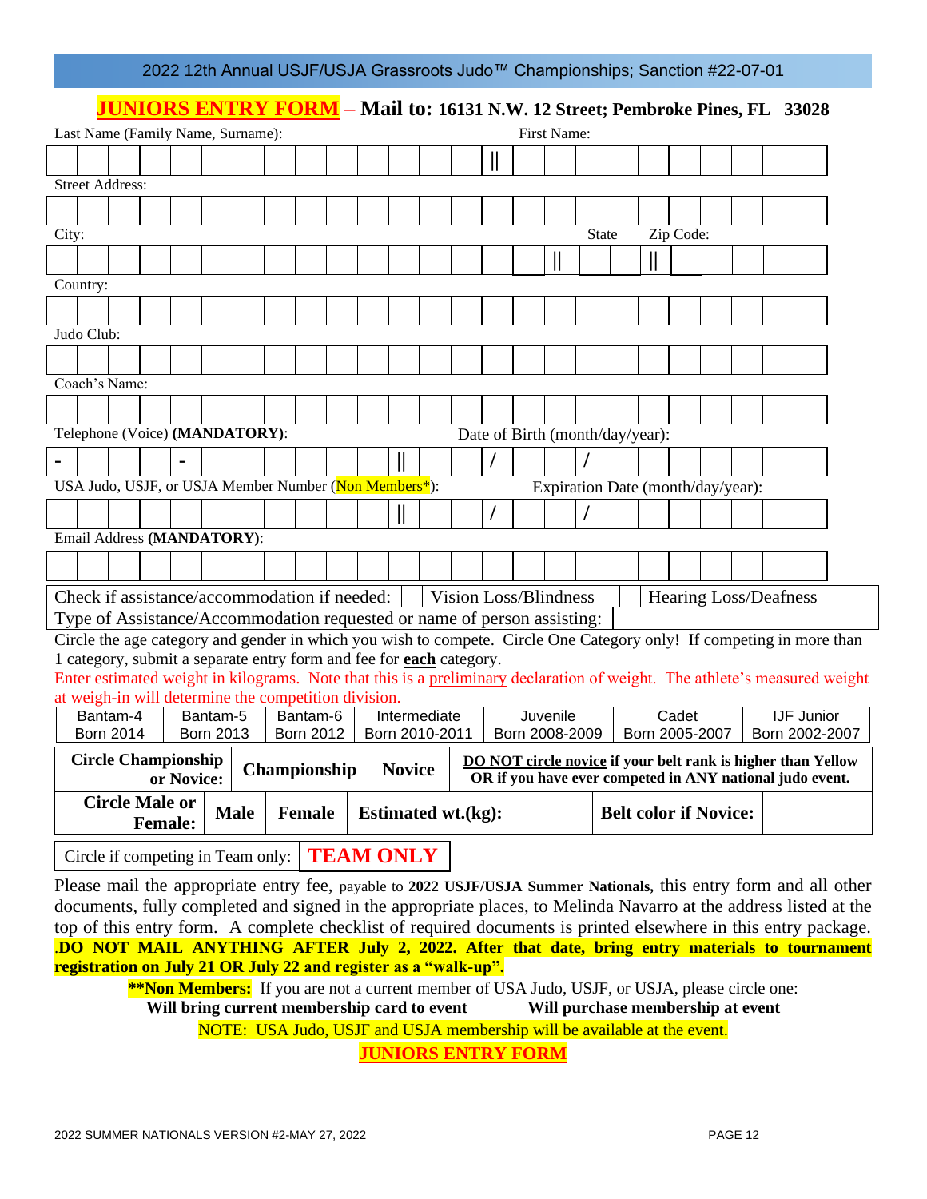2022 12th Annual USJF/USJA Grassroots Judo™ Championships; Sanction #22-07-01

## JUNIORS ENTRY FORM – Mail to: 16131 N.W. 12 Street; Pembroke Pines, FL 33028

Last Name (Family Name, Surname): First Name:

Street Address:

City: State Zip Code:

Country:

Judo Club:

Coach's Name:

Telephone (Voice) **(MANDATORY)**: Date of Birth (month/day/year):

USA Judo, USJF, or USJA Member Number (Non Members*): Expiration Date (month/day/year):

Email Address **(MANDATORY)**:

| Check if assistance/accommodation if needed: | | Vision Loss/Blindness | | Hearing Loss/Deafness |
|---|---|---|---|---|
| Type of Assistance/Accommodation requested or name of person assisting: | | | | |

Circle the age category and gender in which you wish to compete. Circle One Category only! If competing in more than 1 category, submit a separate entry form and fee for **each** category.

Enter estimated weight in kilograms. Note that this is a preliminary declaration of weight. The athlete's measured weight at weigh-in will determine the competition division.

| Bantam-4 Born 2014 | Bantam-5 Born 2013 | Bantam-6 Born 2012 | Intermediate Born 2010-2011 | Juvenile Born 2008-2009 | Cadet Born 2005-2007 | IJF Junior Born 2002-2007 |
|---|---|---|---|---|---|---|

| **Circle Championship or Novice:** | **Championship** | **Novice** | **DO NOT circle novice if your belt rank is higher than Yellow OR if you have ever competed in ANY national judo event.** |
|---|---|---|---|

| **Circle Male or Female:** | **Male** | **Female** | **Estimated wt.(kg):** | | **Belt color if Novice:** | |
|---|---|---|---|---|---|---|

Circle if competing in Team only: **TEAM ONLY**

Please mail the appropriate entry fee, payable to **2022 USJF/USJA Summer Nationals,** this entry form and all other documents, fully completed and signed in the appropriate places, to Melinda Navarro at the address listed at the top of this entry form. A complete checklist of required documents is printed elsewhere in this entry package.

**.DO NOT MAIL ANYTHING AFTER July 2, 2022. After that date, bring entry materials to tournament registration on July 21 OR July 22 and register as a "walk-up".**

**\*\*Non Members:** If you are not a current member of USA Judo, USJF, or USJA, please circle one:

**Will bring current membership card to event** **Will purchase membership at event**

NOTE: USA Judo, USJF and USJA membership will be available at the event.

**JUNIORS ENTRY FORM**

2022 SUMMER NATIONALS VERSION #2-MAY 27, 2022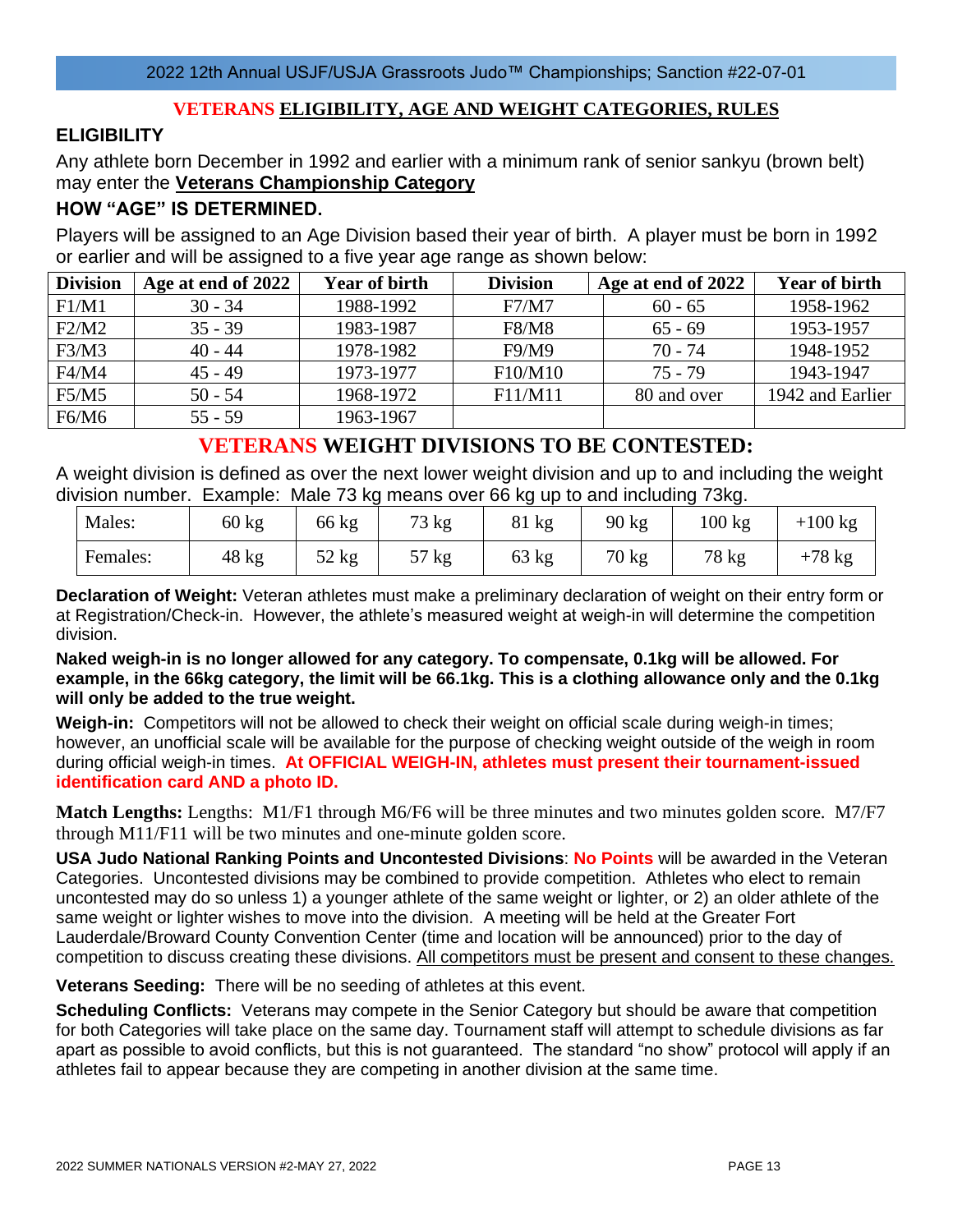## VETERANS ELIGIBILITY, AGE AND WEIGHT CATEGORIES, RULES

### ELIGIBILITY

Any athlete born December in 1992 and earlier with a minimum rank of senior sankyu (brown belt) may enter the **Veterans Championship Category**

### HOW "AGE" IS DETERMINED.

Players will be assigned to an Age Division based their year of birth. A player must be born in 1992 or earlier and will be assigned to a five year age range as shown below:

| Division | Age at end of 2022 | Year of birth | Division | Age at end of 2022 | Year of birth |
|---|---|---|---|---|---|
| F1/M1 | 30 - 34 | 1988-1992 | F7/M7 | 60 - 65 | 1958-1962 |
| F2/M2 | 35 - 39 | 1983-1987 | F8/M8 | 65 - 69 | 1953-1957 |
| F3/M3 | 40 - 44 | 1978-1982 | F9/M9 | 70 - 74 | 1948-1952 |
| F4/M4 | 45 - 49 | 1973-1977 | F10/M10 | 75 - 79 | 1943-1947 |
| F5/M5 | 50 - 54 | 1968-1972 | F11/M11 | 80 and over | 1942 and Earlier |
| F6/M6 | 55 - 59 | 1963-1967 | | | |

## VETERANS WEIGHT DIVISIONS TO BE CONTESTED:

A weight division is defined as over the next lower weight division and up to and including the weight division number. Example: Male 73 kg means over 66 kg up to and including 73kg.

| Males: | 60 kg | 66 kg | 73 kg | 81 kg | 90 kg | 100 kg | +100 kg |
|---|---|---|---|---|---|---|---|
| Females: | 48 kg | 52 kg | 57 kg | 63 kg | 70 kg | 78 kg | +78 kg |

**Declaration of Weight:** Veteran athletes must make a preliminary declaration of weight on their entry form or at Registration/Check-in. However, the athlete's measured weight at weigh-in will determine the competition division.

**Naked weigh-in is no longer allowed for any category. To compensate, 0.1kg will be allowed. For example, in the 66kg category, the limit will be 66.1kg. This is a clothing allowance only and the 0.1kg will only be added to the true weight.**

**Weigh-in:** Competitors will not be allowed to check their weight on official scale during weigh-in times; however, an unofficial scale will be available for the purpose of checking weight outside of the weigh in room during official weigh-in times. **At OFFICIAL WEIGH-IN, athletes must present their tournament-issued identification card AND a photo ID.**

**Match Lengths:** Lengths: M1/F1 through M6/F6 will be three minutes and two minutes golden score. M7/F7 through M11/F11 will be two minutes and one-minute golden score.

**USA Judo National Ranking Points and Uncontested Divisions**: **No Points** will be awarded in the Veteran Categories. Uncontested divisions may be combined to provide competition. Athletes who elect to remain uncontested may do so unless 1) a younger athlete of the same weight or lighter, or 2) an older athlete of the same weight or lighter wishes to move into the division. A meeting will be held at the Greater Fort Lauderdale/Broward County Convention Center (time and location will be announced) prior to the day of competition to discuss creating these divisions. All competitors must be present and consent to these changes.

**Veterans Seeding:** There will be no seeding of athletes at this event.

**Scheduling Conflicts:** Veterans may compete in the Senior Category but should be aware that competition for both Categories will take place on the same day. Tournament staff will attempt to schedule divisions as far apart as possible to avoid conflicts, but this is not guaranteed. The standard "no show" protocol will apply if an athletes fail to appear because they are competing in another division at the same time.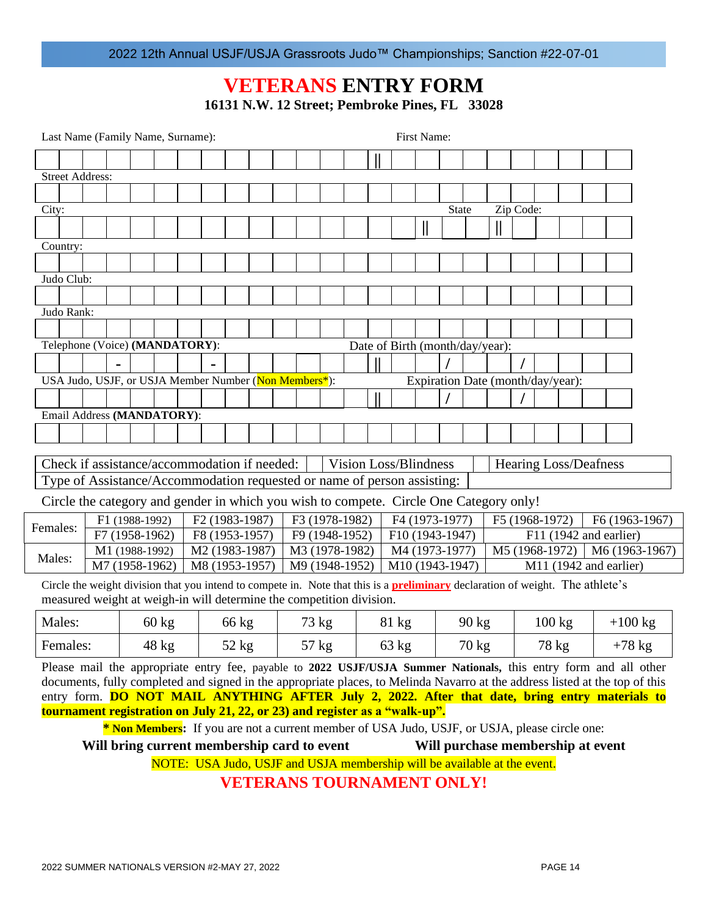2022 12th Annual USJF/USJA Grassroots Judo™ Championships; Sanction #22-07-01

# VETERANS ENTRY FORM

**16131 N.W. 12 Street; Pembroke Pines, FL 33028**

Last Name (Family Name, Surname): ______________________ First Name: ______________________

Street Address: ______________________

City: ______________________ State ______ Zip Code: ______

Country: ______________________

Judo Club: ______________________

Judo Rank: ______________________

Telephone (Voice) **(MANDATORY)**: ____ - ____ - ____ Date of Birth (month/day/year): ____ / ____ / ____

USA Judo, USJF, or USJA Member Number (Non Members*): ______ Expiration Date (month/day/year): ____ / ____ / ____

Email Address **(MANDATORY)**: ______________________

| Check if assistance/accommodation if needed: | | Vision Loss/Blindness | | Hearing Loss/Deafness |
|---|---|---|---|---|
| Type of Assistance/Accommodation requested or name of person assisting: | | | | |

Circle the category and gender in which you wish to compete. Circle One Category only!

| | | | | | | |
|---|---|---|---|---|---|---|
| Females: | F1 (1988-1992) | F2 (1983-1987) | F3 (1978-1982) | F4 (1973-1977) | F5 (1968-1972) | F6 (1963-1967) |
| | F7 (1958-1962) | F8 (1953-1957) | F9 (1948-1952) | F10 (1943-1947) | F11 (1942 and earlier) | |
| Males: | M1 (1988-1992) | M2 (1983-1987) | M3 (1978-1982) | M4 (1973-1977) | M5 (1968-1972) | M6 (1963-1967) |
| | M7 (1958-1962) | M8 (1953-1957) | M9 (1948-1952) | M10 (1943-1947) | M11 (1942 and earlier) | |

Circle the weight division that you intend to compete in. Note that this is a **preliminary** declaration of weight. The athlete's measured weight at weigh-in will determine the competition division.

| | | | | | | | |
|---|---|---|---|---|---|---|---|
| Males: | 60 kg | 66 kg | 73 kg | 81 kg | 90 kg | 100 kg | +100 kg |
| Females: | 48 kg | 52 kg | 57 kg | 63 kg | 70 kg | 78 kg | +78 kg |

Please mail the appropriate entry fee, payable to **2022 USJF/USJA Summer Nationals,** this entry form and all other documents, fully completed and signed in the appropriate places, to Melinda Navarro at the address listed at the top of this entry form. **DO NOT MAIL ANYTHING AFTER July 2, 2022. After that date, bring entry materials to tournament registration on July 21, 22, or 23) and register as a "walk-up".**

**\* Non Members:** If you are not a current member of USA Judo, USJF, or USJA, please circle one:

**Will bring current membership card to event** **Will purchase membership at event**

NOTE: USA Judo, USJF and USJA membership will be available at the event.

**VETERANS TOURNAMENT ONLY!**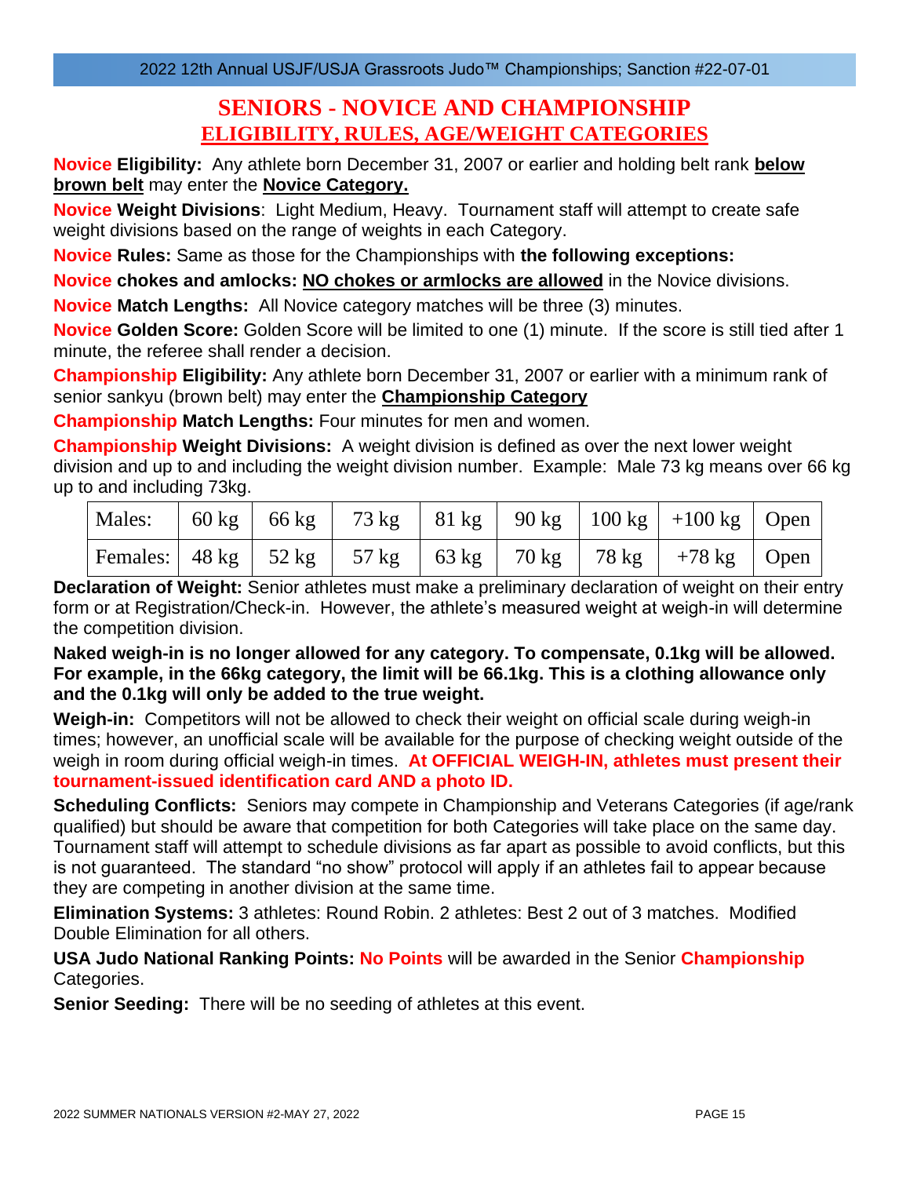# SENIORS - NOVICE AND CHAMPIONSHIP

## ELIGIBILITY, RULES, AGE/WEIGHT CATEGORIES

**Novice Eligibility:** Any athlete born December 31, 2007 or earlier and holding belt rank **below brown belt** may enter the **Novice Category.**

**Novice Weight Divisions**: Light Medium, Heavy. Tournament staff will attempt to create safe weight divisions based on the range of weights in each Category.

**Novice Rules:** Same as those for the Championships with **the following exceptions:**

**Novice chokes and amlocks:** **NO chokes or armlocks are allowed** in the Novice divisions.

**Novice Match Lengths:** All Novice category matches will be three (3) minutes.

**Novice Golden Score:** Golden Score will be limited to one (1) minute. If the score is still tied after 1 minute, the referee shall render a decision.

**Championship Eligibility:** Any athlete born December 31, 2007 or earlier with a minimum rank of senior sankyu (brown belt) may enter the **Championship Category**

**Championship Match Lengths:** Four minutes for men and women.

**Championship Weight Divisions:** A weight division is defined as over the next lower weight division and up to and including the weight division number. Example: Male 73 kg means over 66 kg up to and including 73kg.

| Males: | 60 kg | 66 kg | 73 kg | 81 kg | 90 kg | 100 kg | +100 kg | Open |
|---|---|---|---|---|---|---|---|---|
| Females: | 48 kg | 52 kg | 57 kg | 63 kg | 70 kg | 78 kg | +78 kg | Open |

**Declaration of Weight:** Senior athletes must make a preliminary declaration of weight on their entry form or at Registration/Check-in. However, the athlete's measured weight at weigh-in will determine the competition division.

**Naked weigh-in is no longer allowed for any category. To compensate, 0.1kg will be allowed. For example, in the 66kg category, the limit will be 66.1kg. This is a clothing allowance only and the 0.1kg will only be added to the true weight.**

**Weigh-in:** Competitors will not be allowed to check their weight on official scale during weigh-in times; however, an unofficial scale will be available for the purpose of checking weight outside of the weigh in room during official weigh-in times. **At OFFICIAL WEIGH-IN, athletes must present their tournament-issued identification card AND a photo ID.**

**Scheduling Conflicts:** Seniors may compete in Championship and Veterans Categories (if age/rank qualified) but should be aware that competition for both Categories will take place on the same day. Tournament staff will attempt to schedule divisions as far apart as possible to avoid conflicts, but this is not guaranteed. The standard "no show" protocol will apply if an athletes fail to appear because they are competing in another division at the same time.

**Elimination Systems:** 3 athletes: Round Robin. 2 athletes: Best 2 out of 3 matches. Modified Double Elimination for all others.

**USA Judo National Ranking Points:** **No Points** will be awarded in the Senior **Championship** Categories.

**Senior Seeding:** There will be no seeding of athletes at this event.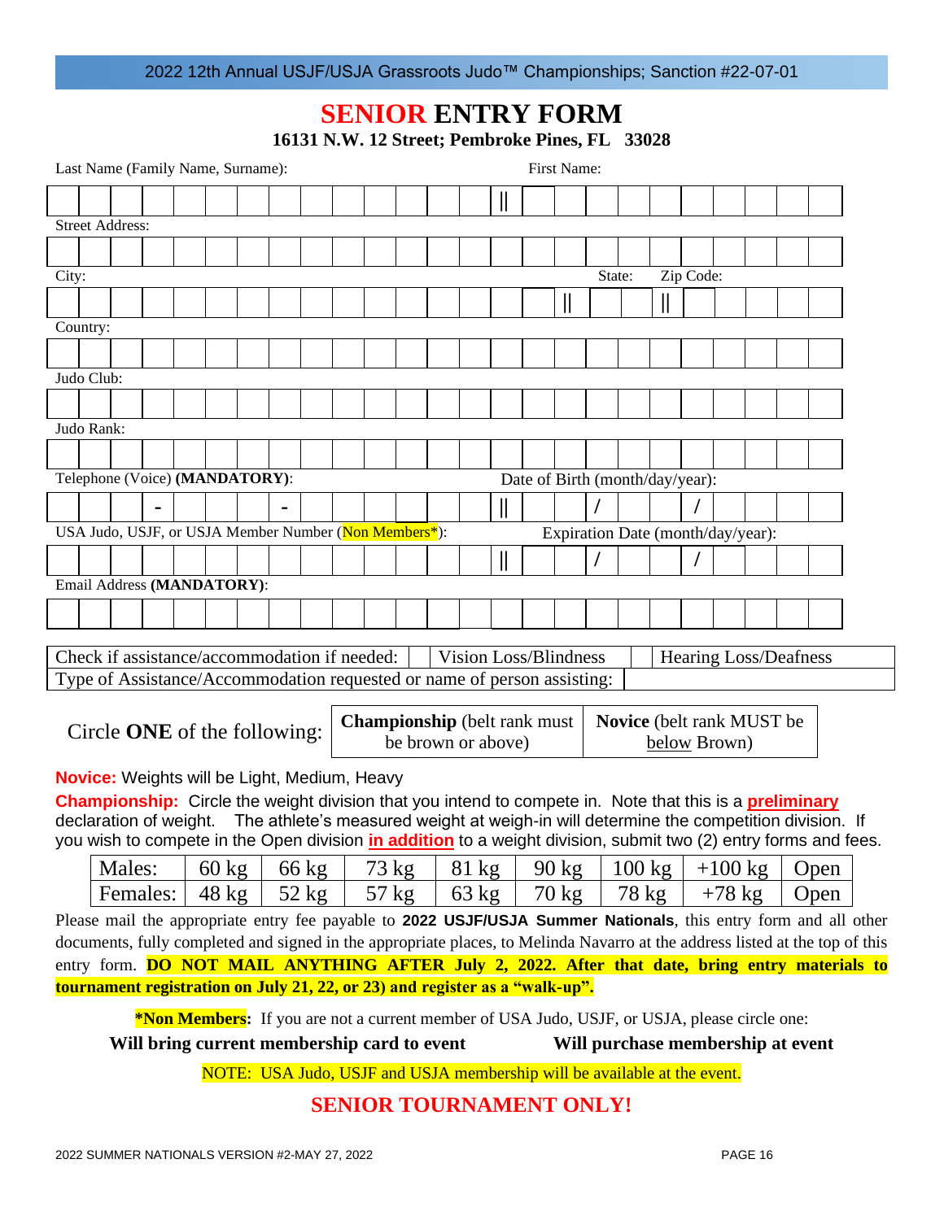2022 12th Annual USJF/USJA Grassroots Judo™ Championships; Sanction #22-07-01

# SENIOR ENTRY FORM

**16131 N.W. 12 Street; Pembroke Pines, FL 33028**

Last Name (Family Name, Surname): First Name:

Street Address:

City: State: Zip Code:

Country:

Judo Club:

Judo Rank:

Telephone (Voice) **(MANDATORY)**: \_\_\_ - \_\_\_ - \_\_\_ Date of Birth (month/day/year): / /

USA Judo, USJF, or USJA Member Number (Non Members*): Expiration Date (month/day/year): / /

Email Address **(MANDATORY)**:

| Check if assistance/accommodation if needed: | | Vision Loss/Blindness | | Hearing Loss/Deafness |
|---|---|---|---|---|
| Type of Assistance/Accommodation requested or name of person assisting: | | | | |

Circle **ONE** of the following:

| **Championship** (belt rank must be brown or above) | **Novice** (belt rank MUST be below Brown) |
|---|---|

**Novice:** Weights will be Light, Medium, Heavy

**Championship:** Circle the weight division that you intend to compete in. Note that this is a **preliminary** declaration of weight. The athlete's measured weight at weigh-in will determine the competition division. If you wish to compete in the Open division **in addition** to a weight division, submit two (2) entry forms and fees.

| Males: | 60 kg | 66 kg | 73 kg | 81 kg | 90 kg | 100 kg | +100 kg | Open |
|---|---|---|---|---|---|---|---|---|
| Females: | 48 kg | 52 kg | 57 kg | 63 kg | 70 kg | 78 kg | +78 kg | Open |

Please mail the appropriate entry fee payable to **2022 USJF/USJA Summer Nationals**, this entry form and all other documents, fully completed and signed in the appropriate places, to Melinda Navarro at the address listed at the top of this entry form. **DO NOT MAIL ANYTHING AFTER July 2, 2022. After that date, bring entry materials to tournament registration on July 21, 22, or 23) and register as a "walk-up".**

**\*Non Members:** If you are not a current member of USA Judo, USJF, or USJA, please circle one:

**Will bring current membership card to event** **Will purchase membership at event**

NOTE: USA Judo, USJF and USJA membership will be available at the event.

## SENIOR TOURNAMENT ONLY!

2022 SUMMER NATIONALS VERSION #2-MAY 27, 2022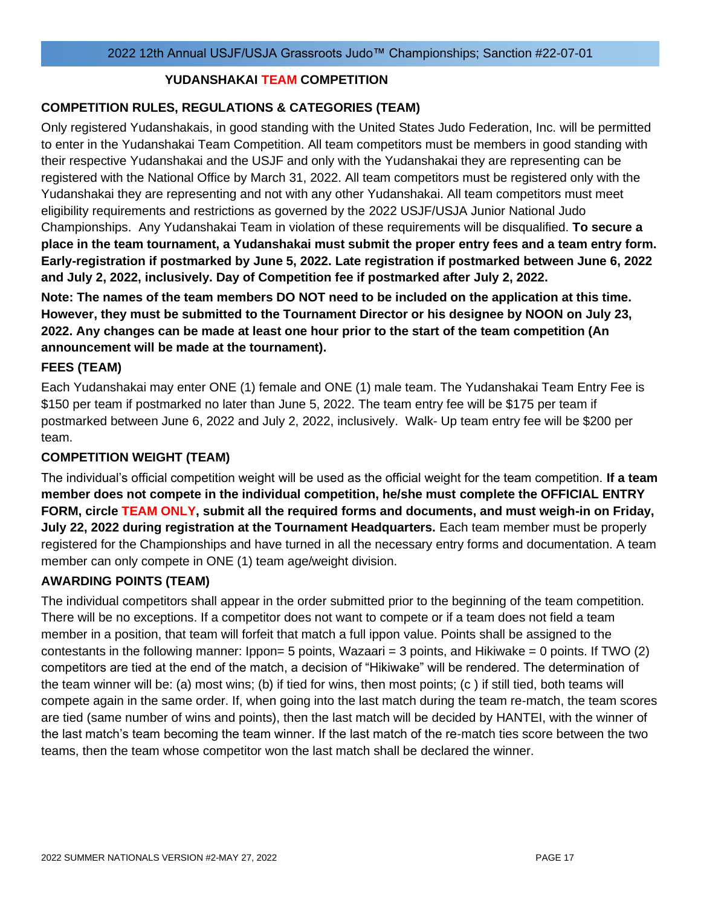## YUDANSHAKAI TEAM COMPETITION

### COMPETITION RULES, REGULATIONS & CATEGORIES (TEAM)

Only registered Yudanshakais, in good standing with the United States Judo Federation, Inc. will be permitted to enter in the Yudanshakai Team Competition. All team competitors must be members in good standing with their respective Yudanshakai and the USJF and only with the Yudanshakai they are representing can be registered with the National Office by March 31, 2022. All team competitors must be registered only with the Yudanshakai they are representing and not with any other Yudanshakai. All team competitors must meet eligibility requirements and restrictions as governed by the 2022 USJF/USJA Junior National Judo Championships. Any Yudanshakai Team in violation of these requirements will be disqualified. **To secure a place in the team tournament, a Yudanshakai must submit the proper entry fees and a team entry form. Early-registration if postmarked by June 5, 2022. Late registration if postmarked between June 6, 2022 and July 2, 2022, inclusively. Day of Competition fee if postmarked after July 2, 2022.**

**Note: The names of the team members DO NOT need to be included on the application at this time. However, they must be submitted to the Tournament Director or his designee by NOON on July 23, 2022. Any changes can be made at least one hour prior to the start of the team competition (An announcement will be made at the tournament).**

### FEES (TEAM)

Each Yudanshakai may enter ONE (1) female and ONE (1) male team. The Yudanshakai Team Entry Fee is $150 per team if postmarked no later than June 5, 2022. The team entry fee will be $175 per team if postmarked between June 6, 2022 and July 2, 2022, inclusively. Walk- Up team entry fee will be $200 per team.

### COMPETITION WEIGHT (TEAM)

The individual's official competition weight will be used as the official weight for the team competition. **If a team member does not compete in the individual competition, he/she must complete the OFFICIAL ENTRY FORM, circle TEAM ONLY, submit all the required forms and documents, and must weigh-in on Friday, July 22, 2022 during registration at the Tournament Headquarters.** Each team member must be properly registered for the Championships and have turned in all the necessary entry forms and documentation. A team member can only compete in ONE (1) team age/weight division.

### AWARDING POINTS (TEAM)

The individual competitors shall appear in the order submitted prior to the beginning of the team competition. There will be no exceptions. If a competitor does not want to compete or if a team does not field a team member in a position, that team will forfeit that match a full ippon value. Points shall be assigned to the contestants in the following manner: Ippon= 5 points, Wazaari = 3 points, and Hikiwake = 0 points. If TWO (2) competitors are tied at the end of the match, a decision of "Hikiwake" will be rendered. The determination of the team winner will be: (a) most wins; (b) if tied for wins, then most points; (c ) if still tied, both teams will compete again in the same order. If, when going into the last match during the team re-match, the team scores are tied (same number of wins and points), then the last match will be decided by HANTEI, with the winner of the last match's team becoming the team winner. If the last match of the re-match ties score between the two teams, then the team whose competitor won the last match shall be declared the winner.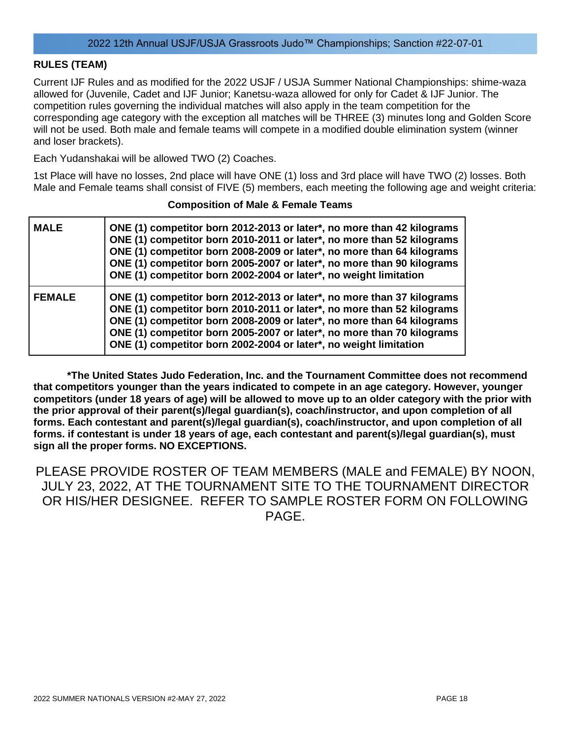## RULES (TEAM)

Current IJF Rules and as modified for the 2022 USJF / USJA Summer National Championships: shime-waza allowed for (Juvenile, Cadet and IJF Junior; Kanetsu-waza allowed for only for Cadet & IJF Junior. The competition rules governing the individual matches will also apply in the team competition for the corresponding age category with the exception all matches will be THREE (3) minutes long and Golden Score will not be used. Both male and female teams will compete in a modified double elimination system (winner and loser brackets).

Each Yudanshakai will be allowed TWO (2) Coaches.

1st Place will have no losses, 2nd place will have ONE (1) loss and 3rd place will have TWO (2) losses. Both Male and Female teams shall consist of FIVE (5) members, each meeting the following age and weight criteria:

**Composition of Male & Female Teams**

| | |
|---|---|
| **MALE** | **ONE (1) competitor born 2012-2013 or later*, no more than 42 kilograms**<br>**ONE (1) competitor born 2010-2011 or later*, no more than 52 kilograms**<br>**ONE (1) competitor born 2008-2009 or later*, no more than 64 kilograms**<br>**ONE (1) competitor born 2005-2007 or later*, no more than 90 kilograms**<br>**ONE (1) competitor born 2002-2004 or later*, no weight limitation** |
| **FEMALE** | **ONE (1) competitor born 2012-2013 or later*, no more than 37 kilograms**<br>**ONE (1) competitor born 2010-2011 or later*, no more than 52 kilograms**<br>**ONE (1) competitor born 2008-2009 or later*, no more than 64 kilograms**<br>**ONE (1) competitor born 2005-2007 or later*, no more than 70 kilograms**<br>**ONE (1) competitor born 2002-2004 or later*, no weight limitation** |

**\*The United States Judo Federation, Inc. and the Tournament Committee does not recommend that competitors younger than the years indicated to compete in an age category. However, younger competitors (under 18 years of age) will be allowed to move up to an older category with the prior with the prior approval of their parent(s)/legal guardian(s), coach/instructor, and upon completion of all forms. Each contestant and parent(s)/legal guardian(s), coach/instructor, and upon completion of all forms. if contestant is under 18 years of age, each contestant and parent(s)/legal guardian(s), must sign all the proper forms. NO EXCEPTIONS.**

PLEASE PROVIDE ROSTER OF TEAM MEMBERS (MALE and FEMALE) BY NOON, JULY 23, 2022, AT THE TOURNAMENT SITE TO THE TOURNAMENT DIRECTOR OR HIS/HER DESIGNEE. REFER TO SAMPLE ROSTER FORM ON FOLLOWING PAGE.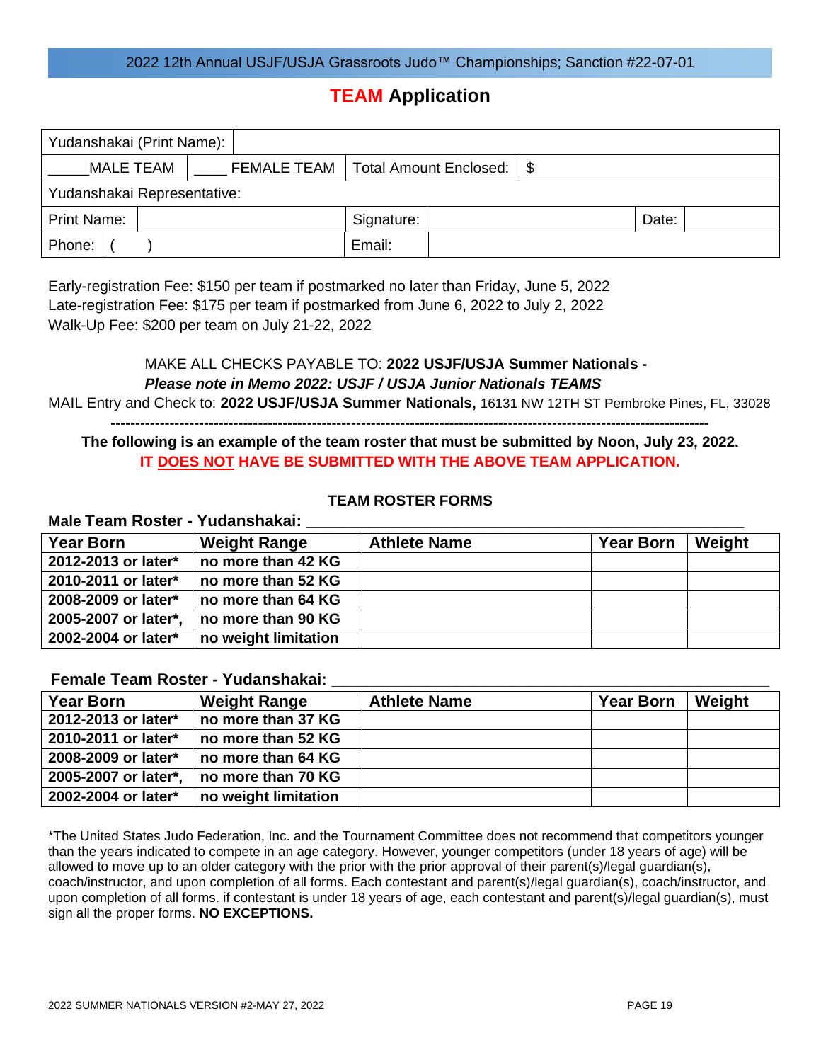# TEAM Application

| Yudanshakai (Print Name): | | | | | |
|---|---|---|---|---|---|
| _____MALE TEAM | ____ FEMALE TEAM | Total Amount Enclosed: | $ | | |
| Yudanshakai Representative: | | | | | |
| Print Name: | | Signature: | | Date: | |
| Phone: | (      ) | Email: | | | |

Early-registration Fee: $150 per team if postmarked no later than Friday, June 5, 2022
Late-registration Fee: $175 per team if postmarked from June 6, 2022 to July 2, 2022
Walk-Up Fee: $200 per team on July 21-22, 2022

MAKE ALL CHECKS PAYABLE TO: **2022 USJF/USJA Summer Nationals -**
***Please note in Memo 2022: USJF / USJA Junior Nationals TEAMS***

MAIL Entry and Check to: **2022 USJF/USJA Summer Nationals,** 16131 NW 12TH ST Pembroke Pines, FL, 33028

---

**The following is an example of the team roster that must be submitted by Noon, July 23, 2022.**
**IT DOES NOT HAVE BE SUBMITTED WITH THE ABOVE TEAM APPLICATION.**

## TEAM ROSTER FORMS

**Male Team Roster - Yudanshakai: ____________________________________**

| Year Born | Weight Range | Athlete Name | Year Born | Weight |
|---|---|---|---|---|
| 2012-2013 or later* | no more than 42 KG | | | |
| 2010-2011 or later* | no more than 52 KG | | | |
| 2008-2009 or later* | no more than 64 KG | | | |
| 2005-2007 or later*, | no more than 90 KG | | | |
| 2002-2004 or later* | no weight limitation | | | |

**Female Team Roster - Yudanshakai: ____________________________________**

| Year Born | Weight Range | Athlete Name | Year Born | Weight |
|---|---|---|---|---|
| 2012-2013 or later* | no more than 37 KG | | | |
| 2010-2011 or later* | no more than 52 KG | | | |
| 2008-2009 or later* | no more than 64 KG | | | |
| 2005-2007 or later*, | no more than 70 KG | | | |
| 2002-2004 or later* | no weight limitation | | | |

*The United States Judo Federation, Inc. and the Tournament Committee does not recommend that competitors younger than the years indicated to compete in an age category. However, younger competitors (under 18 years of age) will be allowed to move up to an older category with the prior with the prior approval of their parent(s)/legal guardian(s), coach/instructor, and upon completion of all forms. Each contestant and parent(s)/legal guardian(s), coach/instructor, and upon completion of all forms. if contestant is under 18 years of age, each contestant and parent(s)/legal guardian(s), must sign all the proper forms. **NO EXCEPTIONS.**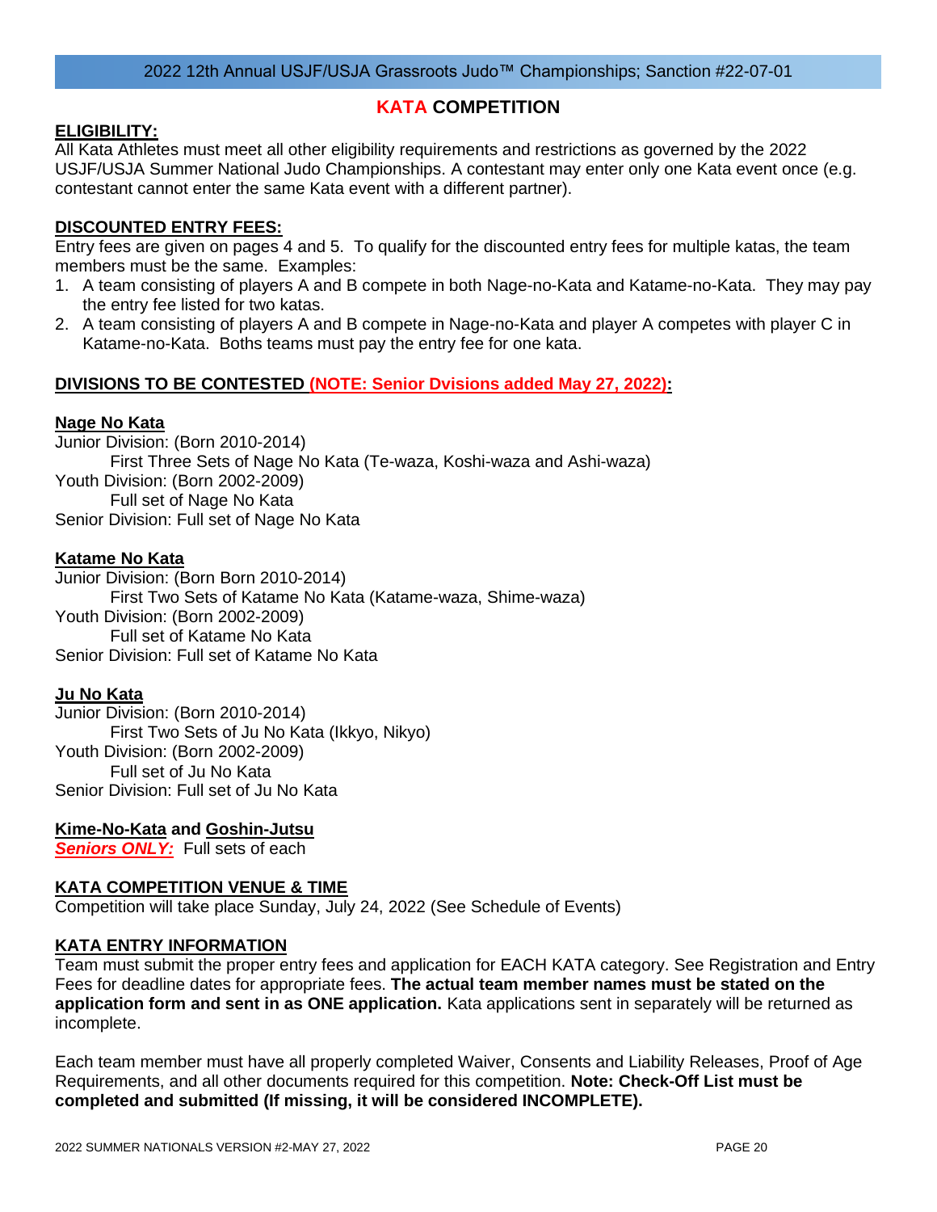## KATA COMPETITION

**ELIGIBILITY:**

All Kata Athletes must meet all other eligibility requirements and restrictions as governed by the 2022 USJF/USJA Summer National Judo Championships. A contestant may enter only one Kata event once (e.g. contestant cannot enter the same Kata event with a different partner).

**DISCOUNTED ENTRY FEES:**

Entry fees are given on pages 4 and 5. To qualify for the discounted entry fees for multiple katas, the team members must be the same. Examples:

1. A team consisting of players A and B compete in both Nage-no-Kata and Katame-no-Kata. They may pay the entry fee listed for two katas.
2. A team consisting of players A and B compete in Nage-no-Kata and player A competes with player C in Katame-no-Kata. Boths teams must pay the entry fee for one kata.

**DIVISIONS TO BE CONTESTED (NOTE: Senior Dvisions added May 27, 2022):**

**Nage No Kata**

Junior Division: (Born 2010-2014)
First Three Sets of Nage No Kata (Te-waza, Koshi-waza and Ashi-waza)
Youth Division: (Born 2002-2009)
Full set of Nage No Kata
Senior Division: Full set of Nage No Kata

**Katame No Kata**

Junior Division: (Born Born 2010-2014)
First Two Sets of Katame No Kata (Katame-waza, Shime-waza)
Youth Division: (Born 2002-2009)
Full set of Katame No Kata
Senior Division: Full set of Katame No Kata

**Ju No Kata**

Junior Division: (Born 2010-2014)
First Two Sets of Ju No Kata (Ikkyo, Nikyo)
Youth Division: (Born 2002-2009)
Full set of Ju No Kata
Senior Division: Full set of Ju No Kata

**Kime-No-Kata and Goshin-Jutsu**

***Seniors ONLY:*** Full sets of each

**KATA COMPETITION VENUE & TIME**

Competition will take place Sunday, July 24, 2022 (See Schedule of Events)

**KATA ENTRY INFORMATION**

Team must submit the proper entry fees and application for EACH KATA category. See Registration and Entry Fees for deadline dates for appropriate fees. **The actual team member names must be stated on the application form and sent in as ONE application.** Kata applications sent in separately will be returned as incomplete.

Each team member must have all properly completed Waiver, Consents and Liability Releases, Proof of Age Requirements, and all other documents required for this competition. **Note: Check-Off List must be completed and submitted (If missing, it will be considered INCOMPLETE).**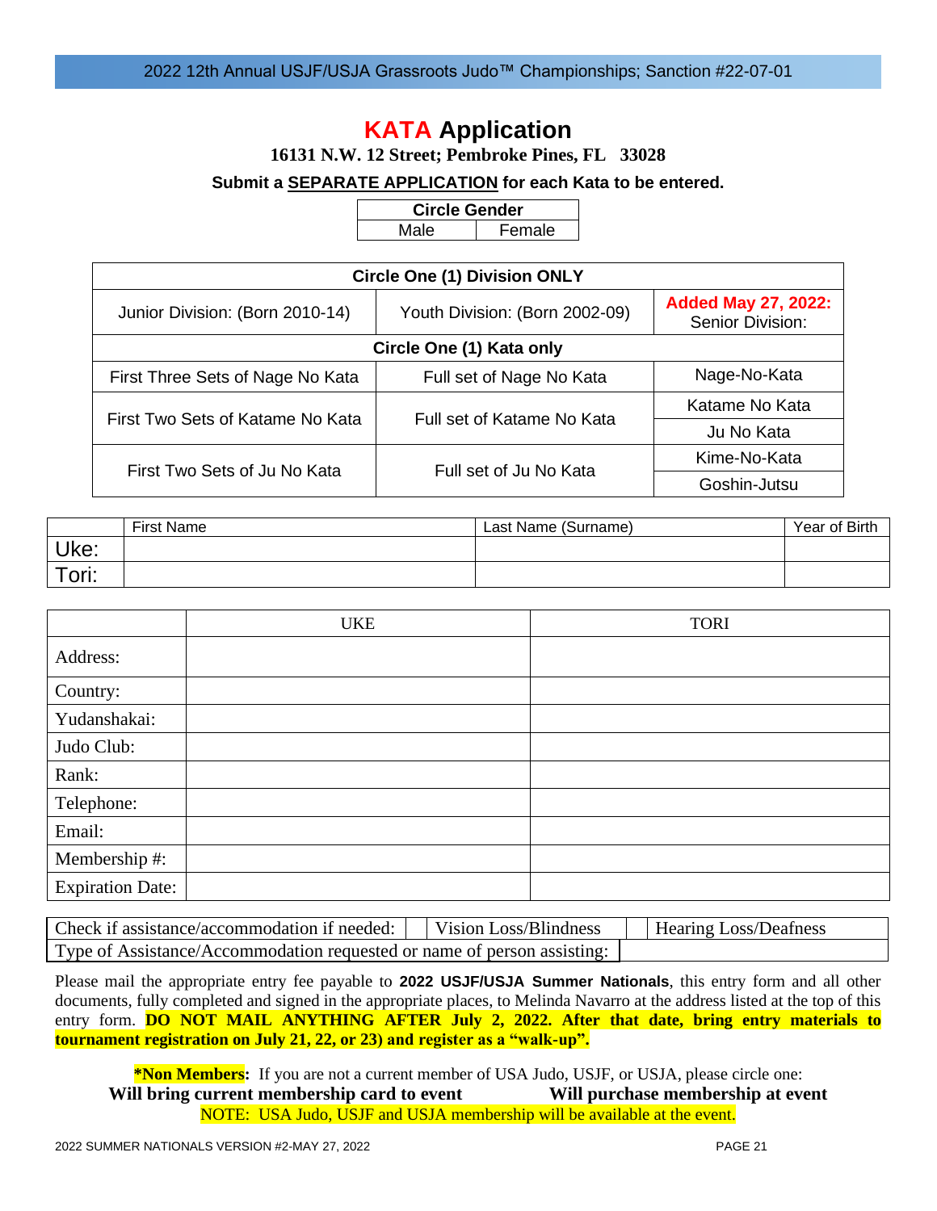# KATA Application

**16131 N.W. 12 Street; Pembroke Pines, FL 33028**

**Submit a SEPARATE APPLICATION for each Kata to be entered.**

| Circle Gender | |
|---|---|
| Male | Female |

| Circle One (1) Division ONLY | | |
|---|---|---|
| Junior Division: (Born 2010-14) | Youth Division: (Born 2002-09) | **Added May 27, 2022:** Senior Division: |
| **Circle One (1) Kata only** | | |
| First Three Sets of Nage No Kata | Full set of Nage No Kata | Nage-No-Kata |
| First Two Sets of Katame No Kata | Full set of Katame No Kata | Katame No Kata |
| | | Ju No Kata |
| First Two Sets of Ju No Kata | Full set of Ju No Kata | Kime-No-Kata |
| | | Goshin-Jutsu |

| | First Name | Last Name (Surname) | Year of Birth |
|---|---|---|---|
| Uke: | | | |
| Tori: | | | |

| | UKE | TORI |
|---|---|---|
| Address: | | |
| Country: | | |
| Yudanshakai: | | |
| Judo Club: | | |
| Rank: | | |
| Telephone: | | |
| Email: | | |
| Membership #: | | |
| Expiration Date: | | |

| Check if assistance/accommodation if needed: | | Vision Loss/Blindness | | Hearing Loss/Deafness |
|---|---|---|---|---|
| Type of Assistance/Accommodation requested or name of person assisting: | | | | |

Please mail the appropriate entry fee payable to **2022 USJF/USJA Summer Nationals**, this entry form and all other documents, fully completed and signed in the appropriate places, to Melinda Navarro at the address listed at the top of this entry form. **DO NOT MAIL ANYTHING AFTER July 2, 2022. After that date, bring entry materials to tournament registration on July 21, 22, or 23) and register as a "walk-up".**

**\*Non Members:** If you are not a current member of USA Judo, USJF, or USJA, please circle one:

**Will bring current membership card to event** &nbsp;&nbsp;&nbsp;&nbsp; **Will purchase membership at event**

NOTE: USA Judo, USJF and USJA membership will be available at the event.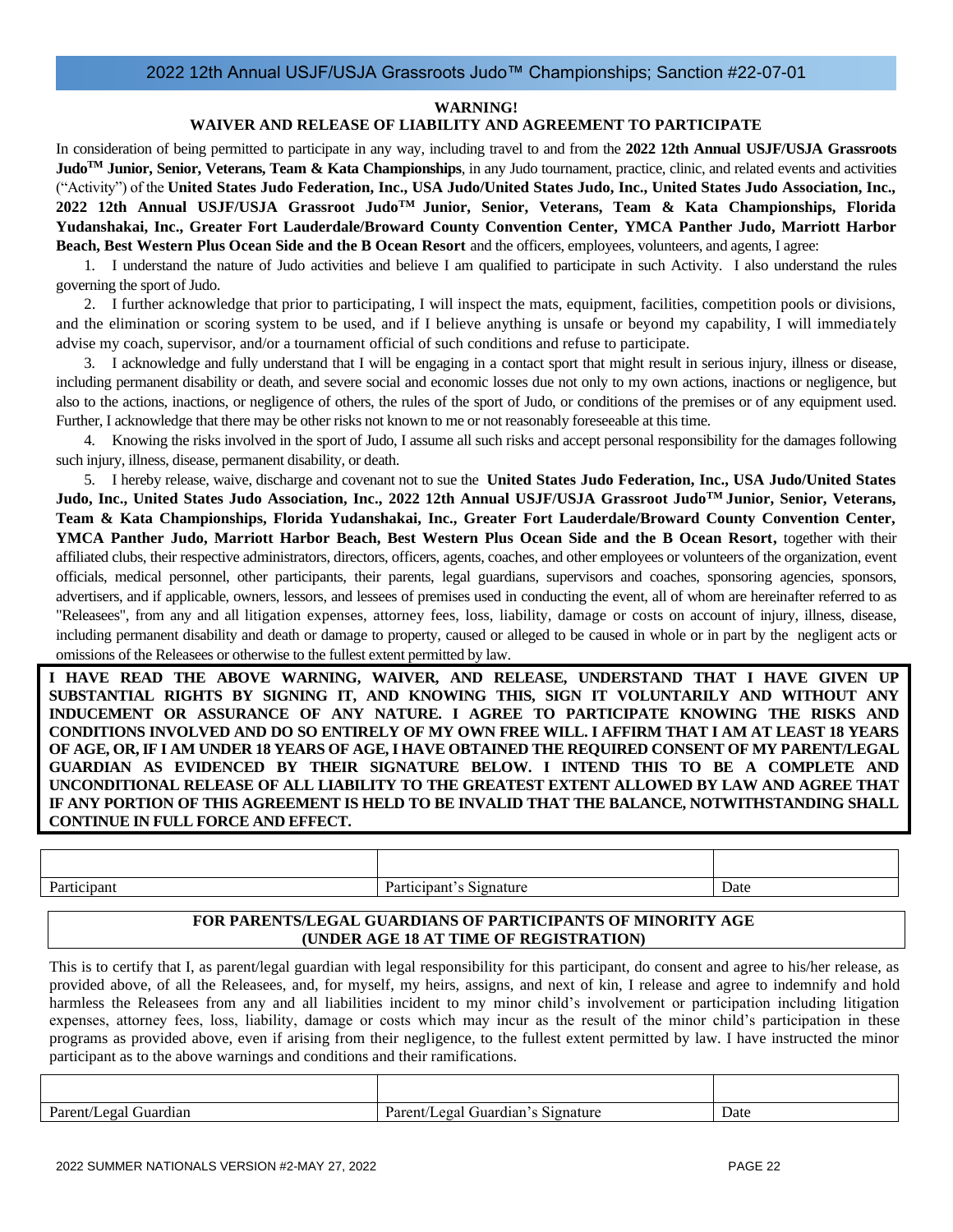## 2022 12th Annual USJF/USJA Grassroots Judo™ Championships; Sanction #22-07-01

**WARNING!**

**WAIVER AND RELEASE OF LIABILITY AND AGREEMENT TO PARTICIPATE**

In consideration of being permitted to participate in any way, including travel to and from the **2022 12th Annual USJF/USJA Grassroots Judo™ Junior, Senior, Veterans, Team & Kata Championships**, in any Judo tournament, practice, clinic, and related events and activities ("Activity") of the **United States Judo Federation, Inc., USA Judo/United States Judo, Inc., United States Judo Association, Inc., 2022 12th Annual USJF/USJA Grassroot Judo™ Junior, Senior, Veterans, Team & Kata Championships, Florida Yudanshakai, Inc., Greater Fort Lauderdale/Broward County Convention Center, YMCA Panther Judo, Marriott Harbor Beach, Best Western Plus Ocean Side and the B Ocean Resort** and the officers, employees, volunteers, and agents, I agree:

1. I understand the nature of Judo activities and believe I am qualified to participate in such Activity. I also understand the rules governing the sport of Judo.

2. I further acknowledge that prior to participating, I will inspect the mats, equipment, facilities, competition pools or divisions, and the elimination or scoring system to be used, and if I believe anything is unsafe or beyond my capability, I will immediately advise my coach, supervisor, and/or a tournament official of such conditions and refuse to participate.

3. I acknowledge and fully understand that I will be engaging in a contact sport that might result in serious injury, illness or disease, including permanent disability or death, and severe social and economic losses due not only to my own actions, inactions or negligence, but also to the actions, inactions, or negligence of others, the rules of the sport of Judo, or conditions of the premises or of any equipment used. Further, I acknowledge that there may be other risks not known to me or not reasonably foreseeable at this time.

4. Knowing the risks involved in the sport of Judo, I assume all such risks and accept personal responsibility for the damages following such injury, illness, disease, permanent disability, or death.

5. I hereby release, waive, discharge and covenant not to sue the **United States Judo Federation, Inc., USA Judo/United States Judo, Inc., United States Judo Association, Inc., 2022 12th Annual USJF/USJA Grassroot Judo™ Junior, Senior, Veterans, Team & Kata Championships, Florida Yudanshakai, Inc., Greater Fort Lauderdale/Broward County Convention Center, YMCA Panther Judo, Marriott Harbor Beach, Best Western Plus Ocean Side and the B Ocean Resort,** together with their affiliated clubs, their respective administrators, directors, officers, agents, coaches, and other employees or volunteers of the organization, event officials, medical personnel, other participants, their parents, legal guardians, supervisors and coaches, sponsoring agencies, sponsors, advertisers, and if applicable, owners, lessors, and lessees of premises used in conducting the event, all of whom are hereinafter referred to as "Releasees", from any and all litigation expenses, attorney fees, loss, liability, damage or costs on account of injury, illness, disease, including permanent disability and death or damage to property, caused or alleged to be caused in whole or in part by the negligent acts or omissions of the Releasees or otherwise to the fullest extent permitted by law.

**I HAVE READ THE ABOVE WARNING, WAIVER, AND RELEASE, UNDERSTAND THAT I HAVE GIVEN UP SUBSTANTIAL RIGHTS BY SIGNING IT, AND KNOWING THIS, SIGN IT VOLUNTARILY AND WITHOUT ANY INDUCEMENT OR ASSURANCE OF ANY NATURE. I AGREE TO PARTICIPATE KNOWING THE RISKS AND CONDITIONS INVOLVED AND DO SO ENTIRELY OF MY OWN FREE WILL. I AFFIRM THAT I AM AT LEAST 18 YEARS OF AGE, OR, IF I AM UNDER 18 YEARS OF AGE, I HAVE OBTAINED THE REQUIRED CONSENT OF MY PARENT/LEGAL GUARDIAN AS EVIDENCED BY THEIR SIGNATURE BELOW. I INTEND THIS TO BE A COMPLETE AND UNCONDITIONAL RELEASE OF ALL LIABILITY TO THE GREATEST EXTENT ALLOWED BY LAW AND AGREE THAT IF ANY PORTION OF THIS AGREEMENT IS HELD TO BE INVALID THAT THE BALANCE, NOTWITHSTANDING SHALL CONTINUE IN FULL FORCE AND EFFECT.**

| | | |
|---|---|---|
| Participant | Participant's Signature | Date |

**FOR PARENTS/LEGAL GUARDIANS OF PARTICIPANTS OF MINORITY AGE (UNDER AGE 18 AT TIME OF REGISTRATION)**

This is to certify that I, as parent/legal guardian with legal responsibility for this participant, do consent and agree to his/her release, as provided above, of all the Releasees, and, for myself, my heirs, assigns, and next of kin, I release and agree to indemnify and hold harmless the Releasees from any and all liabilities incident to my minor child's involvement or participation including litigation expenses, attorney fees, loss, liability, damage or costs which may incur as the result of the minor child's participation in these programs as provided above, even if arising from their negligence, to the fullest extent permitted by law. I have instructed the minor participant as to the above warnings and conditions and their ramifications.

| | | |
|---|---|---|
| Parent/Legal Guardian | Parent/Legal Guardian's Signature | Date |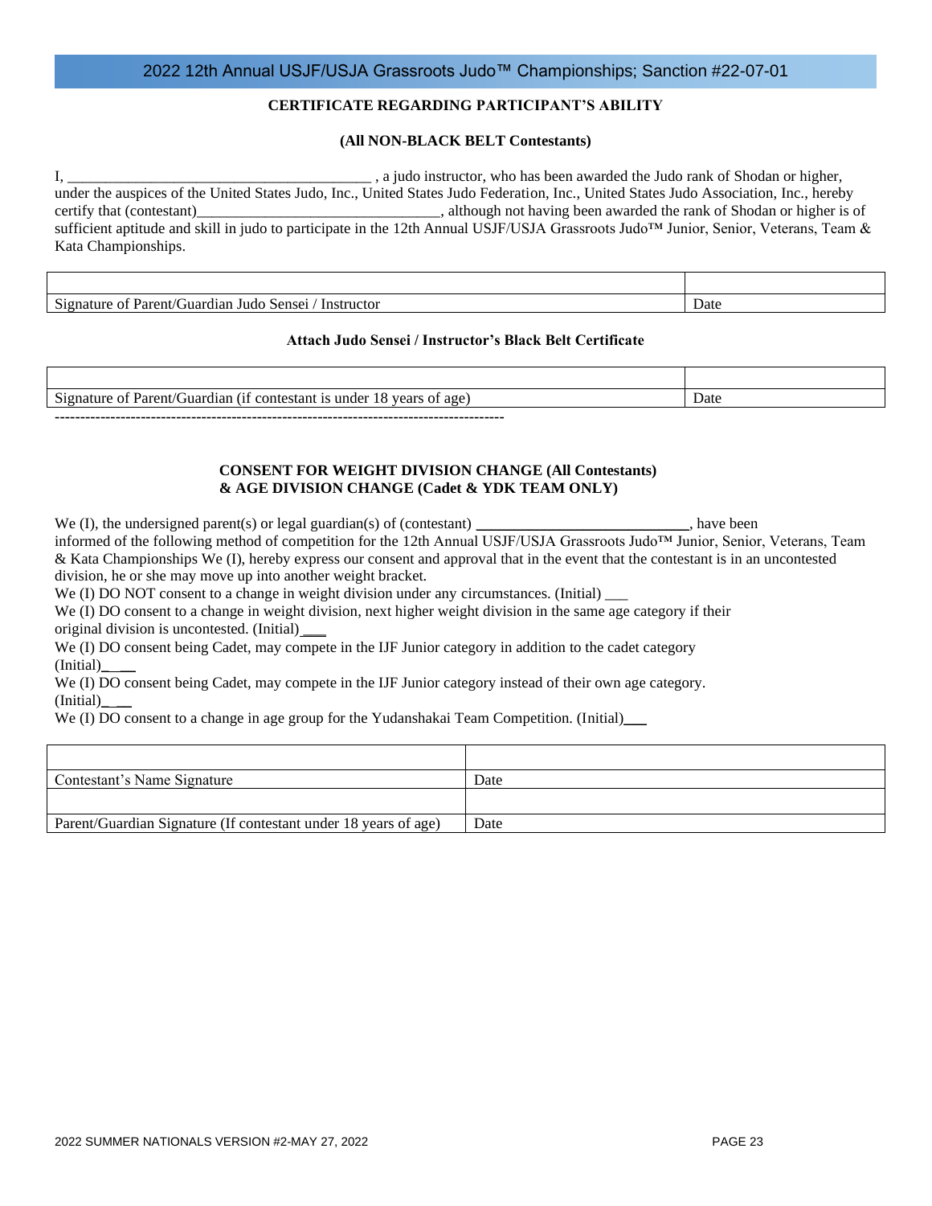## CERTIFICATE REGARDING PARTICIPANT'S ABILITY

**(All NON-BLACK BELT Contestants)**

I, ________________________________________ , a judo instructor, who has been awarded the Judo rank of Shodan or higher, under the auspices of the United States Judo, Inc., United States Judo Federation, Inc., United States Judo Association, Inc., hereby certify that (contestant)________________________________, although not having been awarded the rank of Shodan or higher is of sufficient aptitude and skill in judo to participate in the 12th Annual USJF/USJA Grassroots Judo™ Junior, Senior, Veterans, Team & Kata Championships.

| | |
|---|---|
| Signature of Parent/Guardian Judo Sensei / Instructor | Date |

**Attach Judo Sensei / Instructor's Black Belt Certificate**

| | |
|---|---|
| Signature of Parent/Guardian (if contestant is under 18 years of age) | Date |

-------------------------------------------------------------------------------------

**CONSENT FOR WEIGHT DIVISION CHANGE (All Contestants) & AGE DIVISION CHANGE (Cadet & YDK TEAM ONLY)**

We (I), the undersigned parent(s) or legal guardian(s) of (contestant) ____________________________, have been informed of the following method of competition for the 12th Annual USJF/USJA Grassroots Judo™ Junior, Senior, Veterans, Team & Kata Championships We (I), hereby express our consent and approval that in the event that the contestant is in an uncontested division, he or she may move up into another weight bracket.

We (I) DO NOT consent to a change in weight division under any circumstances. (Initial) ___

We (I) DO consent to a change in weight division, next higher weight division in the same age category if their original division is uncontested. (Initial)___

We (I) DO consent being Cadet, may compete in the IJF Junior category in addition to the cadet category (Initial)___

We (I) DO consent being Cadet, may compete in the IJF Junior category instead of their own age category. (Initial)___

We (I) DO consent to a change in age group for the Yudanshakai Team Competition. (Initial)___

| | |
|---|---|
| Contestant's Name Signature | Date |
| | |
| Parent/Guardian Signature (If contestant under 18 years of age) | Date |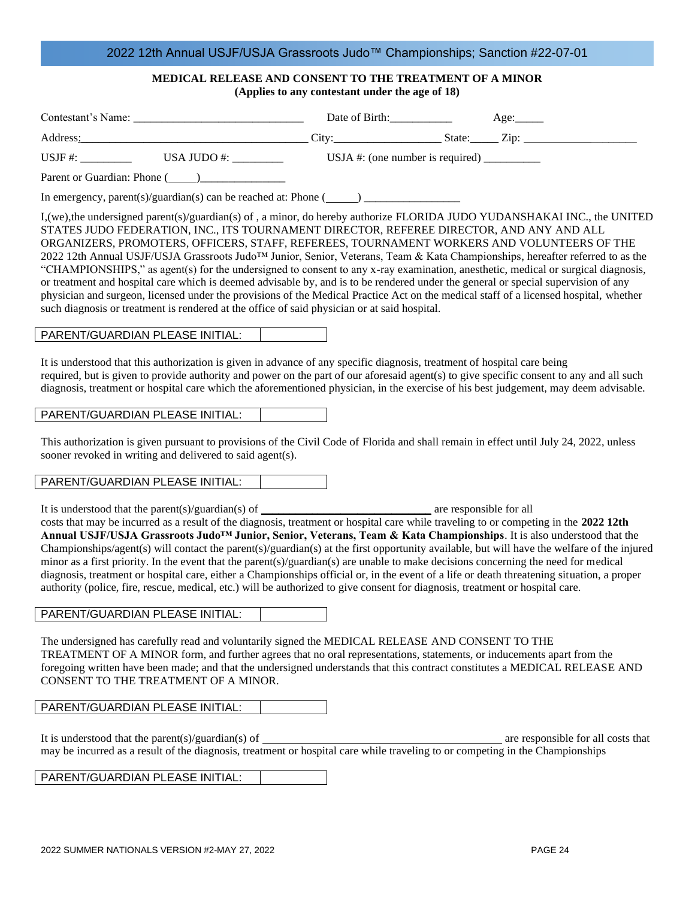## 2022 12th Annual USJF/USJA Grassroots Judo™ Championships; Sanction #22-07-01

**MEDICAL RELEASE AND CONSENT TO THE TREATMENT OF A MINOR**
**(Applies to any contestant under the age of 18)**

Contestant's Name: _____________________________ Date of Birth:___________ Age:_____

Address:________________________________________ City:___________________ State:_____ Zip: ____________________

USJF #: _________ USA JUDO #: _________ USJA #: (one number is required) __________

Parent or Guardian: Phone (_____)_______________

In emergency, parent(s)/guardian(s) can be reached at: Phone (______) _________________

I,(we),the undersigned parent(s)/guardian(s) of , a minor, do hereby authorize FLORIDA JUDO YUDANSHAKAI INC., the UNITED STATES JUDO FEDERATION, INC., ITS TOURNAMENT DIRECTOR, REFEREE DIRECTOR, AND ANY AND ALL ORGANIZERS, PROMOTERS, OFFICERS, STAFF, REFEREES, TOURNAMENT WORKERS AND VOLUNTEERS OF THE 2022 12th Annual USJF/USJA Grassroots Judo™ Junior, Senior, Veterans, Team & Kata Championships, hereafter referred to as the "CHAMPIONSHIPS," as agent(s) for the undersigned to consent to any x-ray examination, anesthetic, medical or surgical diagnosis, or treatment and hospital care which is deemed advisable by, and is to be rendered under the general or special supervision of any physician and surgeon, licensed under the provisions of the Medical Practice Act on the medical staff of a licensed hospital, whether such diagnosis or treatment is rendered at the office of said physician or at said hospital.

| PARENT/GUARDIAN PLEASE INITIAL: | |
|---|---|

It is understood that this authorization is given in advance of any specific diagnosis, treatment of hospital care being required, but is given to provide authority and power on the part of our aforesaid agent(s) to give specific consent to any and all such diagnosis, treatment or hospital care which the aforementioned physician, in the exercise of his best judgement, may deem advisable.

| PARENT/GUARDIAN PLEASE INITIAL: | |
|---|---|

This authorization is given pursuant to provisions of the Civil Code of Florida and shall remain in effect until July 24, 2022, unless sooner revoked in writing and delivered to said agent(s).

| PARENT/GUARDIAN PLEASE INITIAL: | |
|---|---|

It is understood that the parent(s)/guardian(s) of ______________________________ are responsible for all costs that may be incurred as a result of the diagnosis, treatment or hospital care while traveling to or competing in the **2022 12th Annual USJF/USJA Grassroots Judo™ Junior, Senior, Veterans, Team & Kata Championships**. It is also understood that the Championships/agent(s) will contact the parent(s)/guardian(s) at the first opportunity available, but will have the welfare of the injured minor as a first priority. In the event that the parent(s)/guardian(s) are unable to make decisions concerning the need for medical diagnosis, treatment or hospital care, either a Championships official or, in the event of a life or death threatening situation, a proper authority (police, fire, rescue, medical, etc.) will be authorized to give consent for diagnosis, treatment or hospital care.

| PARENT/GUARDIAN PLEASE INITIAL: | |
|---|---|

The undersigned has carefully read and voluntarily signed the MEDICAL RELEASE AND CONSENT TO THE TREATMENT OF A MINOR form, and further agrees that no oral representations, statements, or inducements apart from the foregoing written have been made; and that the undersigned understands that this contract constitutes a MEDICAL RELEASE AND CONSENT TO THE TREATMENT OF A MINOR.

| PARENT/GUARDIAN PLEASE INITIAL: | |
|---|---|

It is understood that the parent(s)/guardian(s) of __________________________________________ are responsible for all costs that may be incurred as a result of the diagnosis, treatment or hospital care while traveling to or competing in the Championships

| PARENT/GUARDIAN PLEASE INITIAL: | |
|---|---|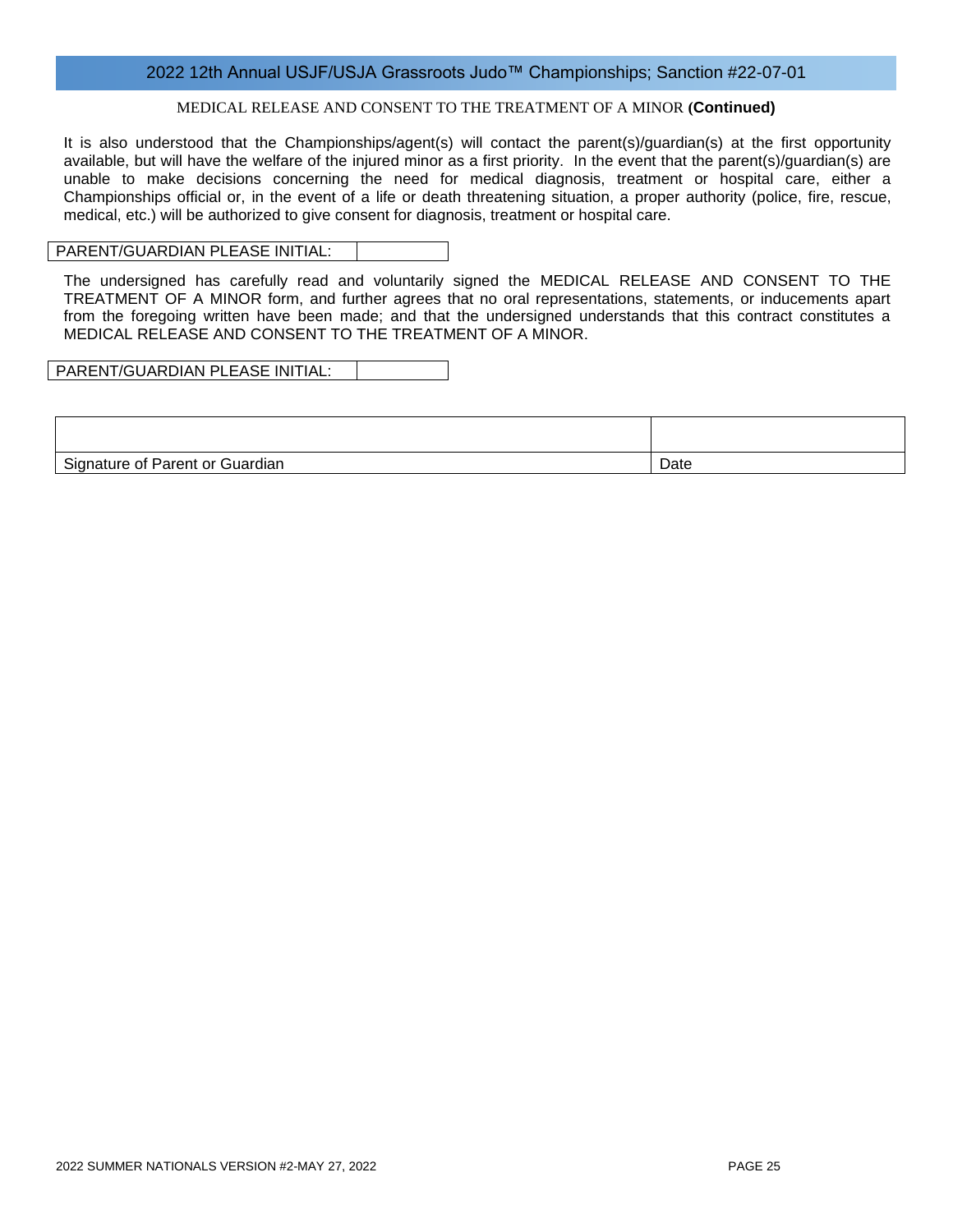MEDICAL RELEASE AND CONSENT TO THE TREATMENT OF A MINOR **(Continued)**

It is also understood that the Championships/agent(s) will contact the parent(s)/guardian(s) at the first opportunity available, but will have the welfare of the injured minor as a first priority. In the event that the parent(s)/guardian(s) are unable to make decisions concerning the need for medical diagnosis, treatment or hospital care, either a Championships official or, in the event of a life or death threatening situation, a proper authority (police, fire, rescue, medical, etc.) will be authorized to give consent for diagnosis, treatment or hospital care.

| PARENT/GUARDIAN PLEASE INITIAL: | |
|---|---|

The undersigned has carefully read and voluntarily signed the MEDICAL RELEASE AND CONSENT TO THE TREATMENT OF A MINOR form, and further agrees that no oral representations, statements, or inducements apart from the foregoing written have been made; and that the undersigned understands that this contract constitutes a MEDICAL RELEASE AND CONSENT TO THE TREATMENT OF A MINOR.

| PARENT/GUARDIAN PLEASE INITIAL: | |
|---|---|

| | |
|---|---|
| Signature of Parent or Guardian | Date |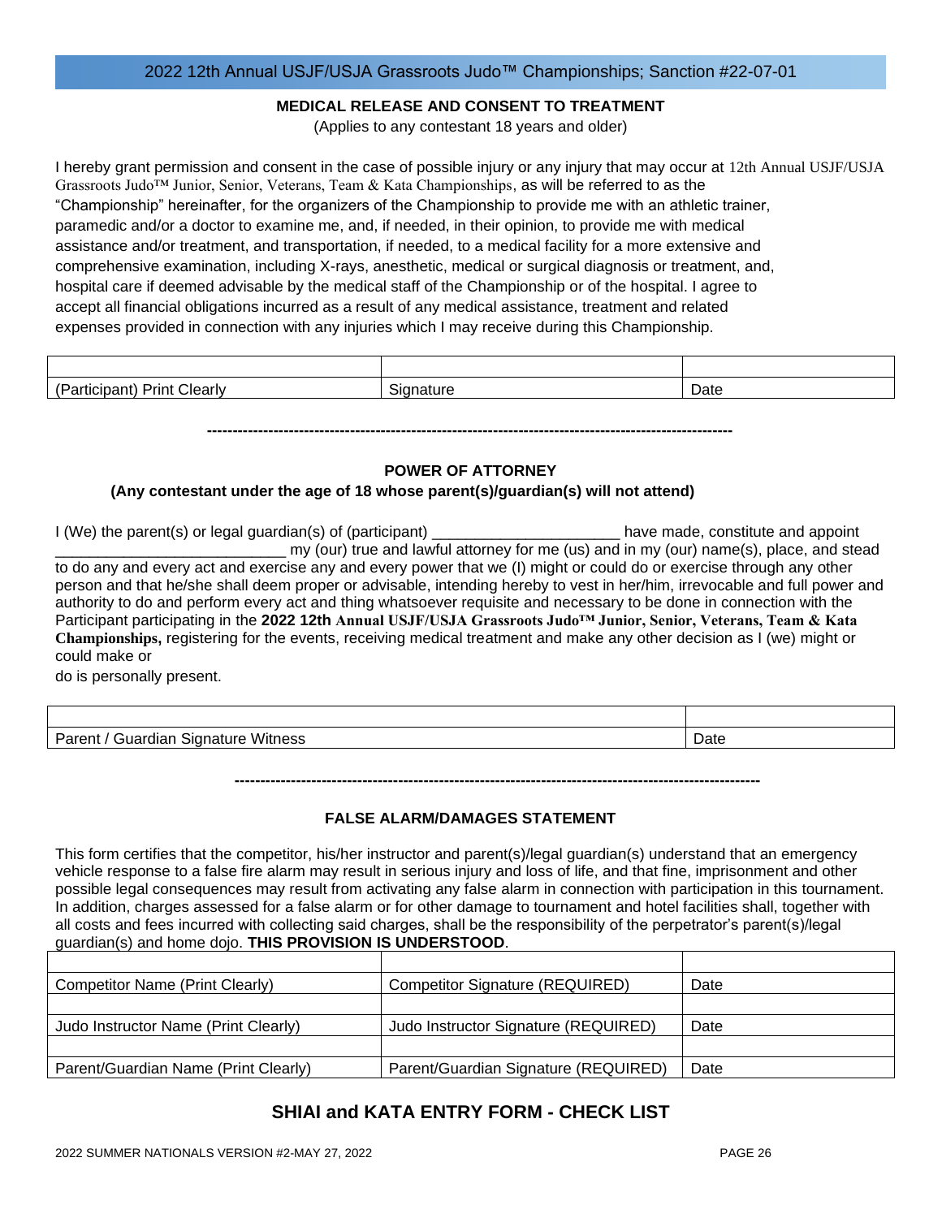2022 12th Annual USJF/USJA Grassroots Judo™ Championships; Sanction #22-07-01

## MEDICAL RELEASE AND CONSENT TO TREATMENT

(Applies to any contestant 18 years and older)

I hereby grant permission and consent in the case of possible injury or any injury that may occur at 12th Annual USJF/USJA Grassroots Judo™ Junior, Senior, Veterans, Team & Kata Championships, as will be referred to as the "Championship" hereinafter, for the organizers of the Championship to provide me with an athletic trainer, paramedic and/or a doctor to examine me, and, if needed, in their opinion, to provide me with medical assistance and/or treatment, and transportation, if needed, to a medical facility for a more extensive and comprehensive examination, including X-rays, anesthetic, medical or surgical diagnosis or treatment, and, hospital care if deemed advisable by the medical staff of the Championship or of the hospital. I agree to accept all financial obligations incurred as a result of any medical assistance, treatment and related expenses provided in connection with any injuries which I may receive during this Championship.

| | | |
|---|---|---|
| (Participant) Print Clearly | Signature | Date |

-----------------------------------------------------------------------------------------------------

## POWER OF ATTORNEY

**(Any contestant under the age of 18 whose parent(s)/guardian(s) will not attend)**

I (We) the parent(s) or legal guardian(s) of (participant) ______________________ have made, constitute and appoint ___________________________ my (our) true and lawful attorney for me (us) and in my (our) name(s), place, and stead to do any and every act and exercise any and every power that we (I) might or could do or exercise through any other person and that he/she shall deem proper or advisable, intending hereby to vest in her/him, irrevocable and full power and authority to do and perform every act and thing whatsoever requisite and necessary to be done in connection with the Participant participating in the **2022 12th Annual USJF/USJA Grassroots Judo™ Junior, Senior, Veterans, Team & Kata Championships,** registering for the events, receiving medical treatment and make any other decision as I (we) might or could make or

do is personally present.

| | |
|---|---|
| Parent / Guardian Signature Witness | Date |

-----------------------------------------------------------------------------------------------------

## FALSE ALARM/DAMAGES STATEMENT

This form certifies that the competitor, his/her instructor and parent(s)/legal guardian(s) understand that an emergency vehicle response to a false fire alarm may result in serious injury and loss of life, and that fine, imprisonment and other possible legal consequences may result from activating any false alarm in connection with participation in this tournament. In addition, charges assessed for a false alarm or for other damage to tournament and hotel facilities shall, together with all costs and fees incurred with collecting said charges, shall be the responsibility of the perpetrator's parent(s)/legal guardian(s) and home dojo. **THIS PROVISION IS UNDERSTOOD**.

| | | |
|---|---|---|
| Competitor Name (Print Clearly) | Competitor Signature (REQUIRED) | Date |
| | | |
| Judo Instructor Name (Print Clearly) | Judo Instructor Signature (REQUIRED) | Date |
| | | |
| Parent/Guardian Name (Print Clearly) | Parent/Guardian Signature (REQUIRED) | Date |

## SHIAI and KATA ENTRY FORM - CHECK LIST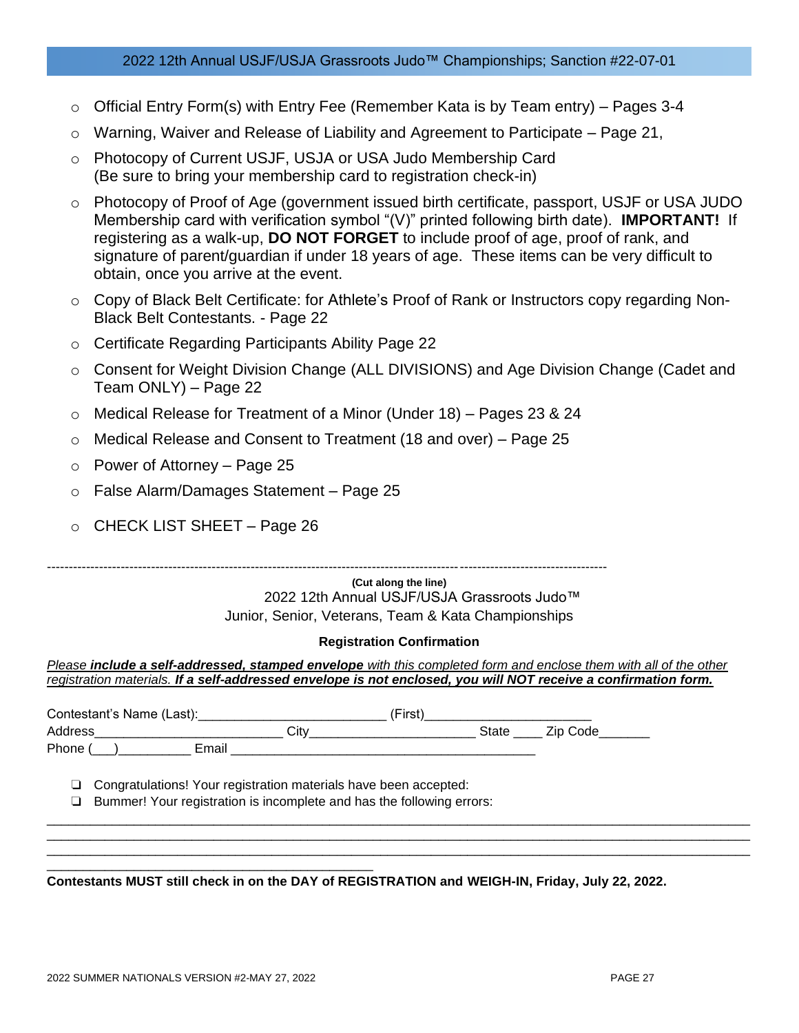- Official Entry Form(s) with Entry Fee (Remember Kata is by Team entry) – Pages 3-4
- Warning, Waiver and Release of Liability and Agreement to Participate – Page 21,
- Photocopy of Current USJF, USJA or USA Judo Membership Card (Be sure to bring your membership card to registration check-in)
- Photocopy of Proof of Age (government issued birth certificate, passport, USJF or USA JUDO Membership card with verification symbol "(V)" printed following birth date). **IMPORTANT!** If registering as a walk-up, **DO NOT FORGET** to include proof of age, proof of rank, and signature of parent/guardian if under 18 years of age. These items can be very difficult to obtain, once you arrive at the event.
- Copy of Black Belt Certificate: for Athlete's Proof of Rank or Instructors copy regarding Non-Black Belt Contestants. - Page 22
- Certificate Regarding Participants Ability Page 22
- Consent for Weight Division Change (ALL DIVISIONS) and Age Division Change (Cadet and Team ONLY) – Page 22
- Medical Release for Treatment of a Minor (Under 18) – Pages 23 & 24
- Medical Release and Consent to Treatment (18 and over) – Page 25
- Power of Attorney – Page 25
- False Alarm/Damages Statement – Page 25
- CHECK LIST SHEET – Page 26

---

**(Cut along the line)**

2022 12th Annual USJF/USJA Grassroots Judo™
Junior, Senior, Veterans, Team & Kata Championships

**Registration Confirmation**

*Please **include a self-addressed, stamped envelope** with this completed form and enclose them with all of the other registration materials. **If a self-addressed envelope is not enclosed, you will NOT receive a confirmation form.***

Contestant's Name (Last):_________________________ (First)______________________
Address_________________________ City______________________ State ____ Zip Code_______
Phone (___)__________ Email ________________________________________

- ❑ Congratulations! Your registration materials have been accepted:
- ❑ Bummer! Your registration is incomplete and has the following errors:

_____________________________________________________________________________________
_____________________________________________________________________________________
_____________________________________________________________________________________
____________________________________________

**Contestants MUST still check in on the DAY of REGISTRATION and WEIGH-IN, Friday, July 22, 2022.**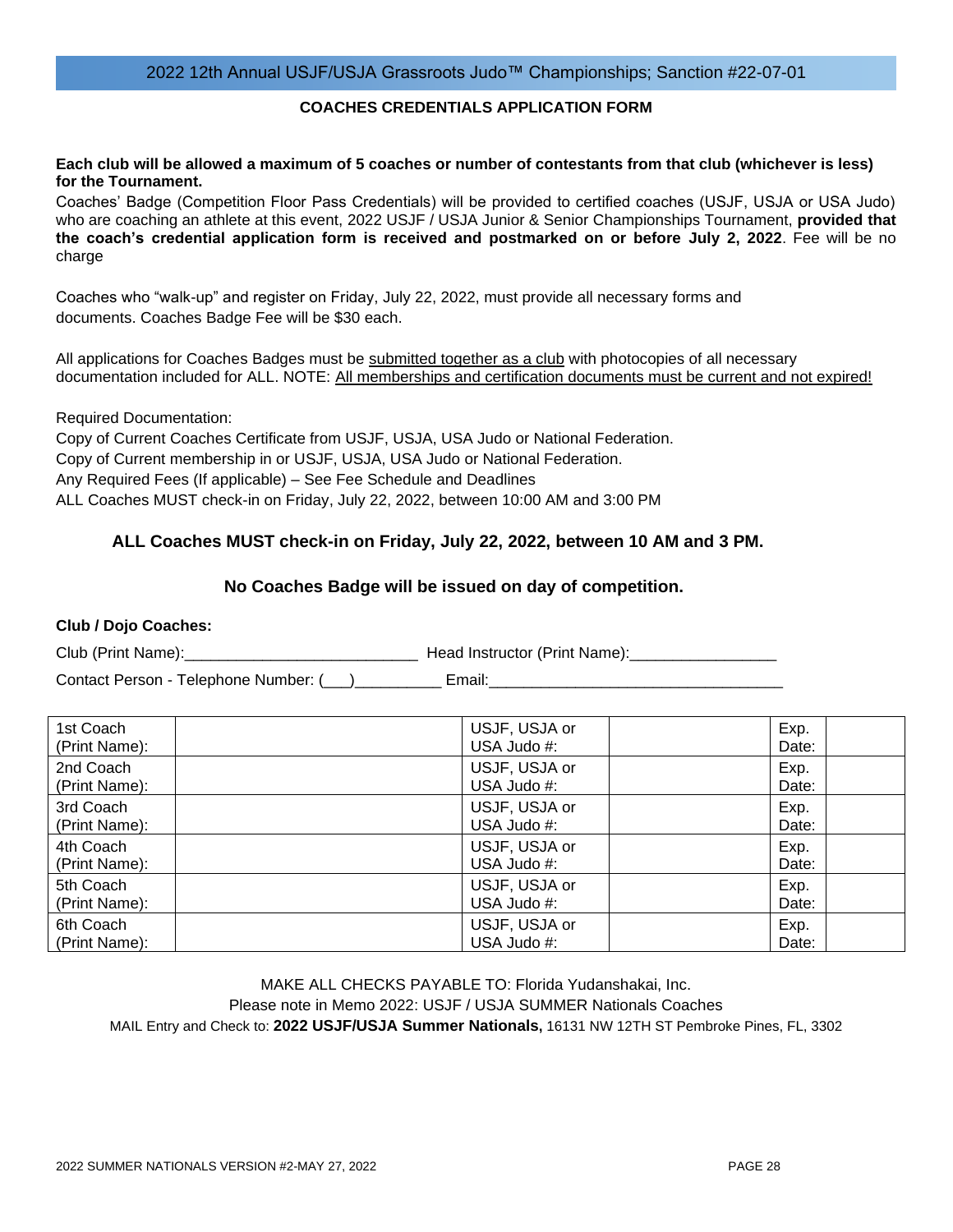## 2022 12th Annual USJF/USJA Grassroots Judo™ Championships; Sanction #22-07-01

### COACHES CREDENTIALS APPLICATION FORM

**Each club will be allowed a maximum of 5 coaches or number of contestants from that club (whichever is less) for the Tournament.**

Coaches' Badge (Competition Floor Pass Credentials) will be provided to certified coaches (USJF, USJA or USA Judo) who are coaching an athlete at this event, 2022 USJF / USJA Junior & Senior Championships Tournament, **provided that the coach's credential application form is received and postmarked on or before July 2, 2022**. Fee will be no charge

Coaches who "walk-up" and register on Friday, July 22, 2022, must provide all necessary forms and documents. Coaches Badge Fee will be $30 each.

All applications for Coaches Badges must be submitted together as a club with photocopies of all necessary documentation included for ALL. NOTE: All memberships and certification documents must be current and not expired!

Required Documentation:
Copy of Current Coaches Certificate from USJF, USJA, USA Judo or National Federation.
Copy of Current membership in or USJF, USJA, USA Judo or National Federation.
Any Required Fees (If applicable) – See Fee Schedule and Deadlines
ALL Coaches MUST check-in on Friday, July 22, 2022, between 10:00 AM and 3:00 PM

**ALL Coaches MUST check-in on Friday, July 22, 2022, between 10 AM and 3 PM.**

**No Coaches Badge will be issued on day of competition.**

**Club / Dojo Coaches:**

Club (Print Name):___________________________ Head Instructor (Print Name):_________________

Contact Person - Telephone Number: (___)__________ Email:__________________________________

| 1st Coach (Print Name): | | USJF, USJA or USA Judo #: | | Exp. Date: | |
|---|---|---|---|---|---|
| 2nd Coach (Print Name): | | USJF, USJA or USA Judo #: | | Exp. Date: | |
| 3rd Coach (Print Name): | | USJF, USJA or USA Judo #: | | Exp. Date: | |
| 4th Coach (Print Name): | | USJF, USJA or USA Judo #: | | Exp. Date: | |
| 5th Coach (Print Name): | | USJF, USJA or USA Judo #: | | Exp. Date: | |
| 6th Coach (Print Name): | | USJF, USJA or USA Judo #: | | Exp. Date: | |

MAKE ALL CHECKS PAYABLE TO: Florida Yudanshakai, Inc.
Please note in Memo 2022: USJF / USJA SUMMER Nationals Coaches
MAIL Entry and Check to: **2022 USJF/USJA Summer Nationals,** 16131 NW 12TH ST Pembroke Pines, FL, 3302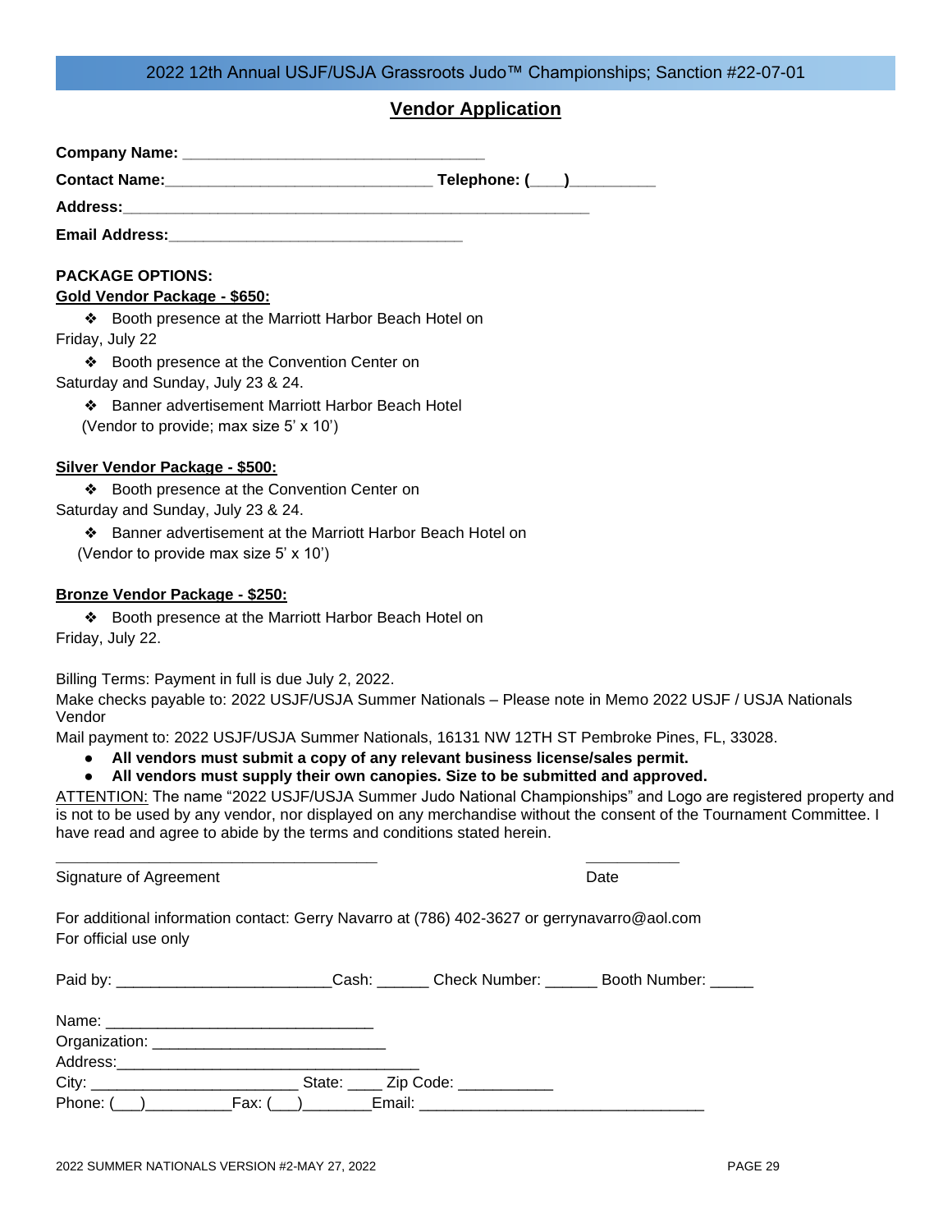2022 12th Annual USJF/USJA Grassroots Judo™ Championships; Sanction #22-07-01

## Vendor Application

**Company Name:** ___________________________________

**Contact Name:**_______________________________ **Telephone: (____)**_________

**Address:**_______________________________________________________

**Email Address:**__________________________________

**PACKAGE OPTIONS:**

**Gold Vendor Package - $650:**

- ❖ Booth presence at the Marriott Harbor Beach Hotel on Friday, July 22
- ❖ Booth presence at the Convention Center on Saturday and Sunday, July 23 & 24.
- ❖ Banner advertisement Marriott Harbor Beach Hotel (Vendor to provide; max size 5' x 10')

**Silver Vendor Package - $500:**

- ❖ Booth presence at the Convention Center on Saturday and Sunday, July 23 & 24.
- ❖ Banner advertisement at the Marriott Harbor Beach Hotel on (Vendor to provide max size 5' x 10')

**Bronze Vendor Package - $250:**

- ❖ Booth presence at the Marriott Harbor Beach Hotel on Friday, July 22.

Billing Terms: Payment in full is due July 2, 2022.

Make checks payable to: 2022 USJF/USJA Summer Nationals – Please note in Memo 2022 USJF / USJA Nationals Vendor

Mail payment to: 2022 USJF/USJA Summer Nationals, 16131 NW 12TH ST Pembroke Pines, FL, 33028.

- **All vendors must submit a copy of any relevant business license/sales permit.**
- **All vendors must supply their own canopies. Size to be submitted and approved.**

ATTENTION: The name "2022 USJF/USJA Summer Judo National Championships" and Logo are registered property and is not to be used by any vendor, nor displayed on any merchandise without the consent of the Tournament Committee. I have read and agree to abide by the terms and conditions stated herein.

_____________________________________ ___________

Signature of Agreement Date

For additional information contact: Gerry Navarro at (786) 402-3627 or gerrynavarro@aol.com

For official use only

Paid by: ________________________Cash: ______ Check Number: ______ Booth Number: _____

Name: ______________________________

Organization: __________________________

Address:___________________________________

City: _______________________ State: ____ Zip Code: ___________

Phone: (___)__________Fax: (___)________Email: ________________________________